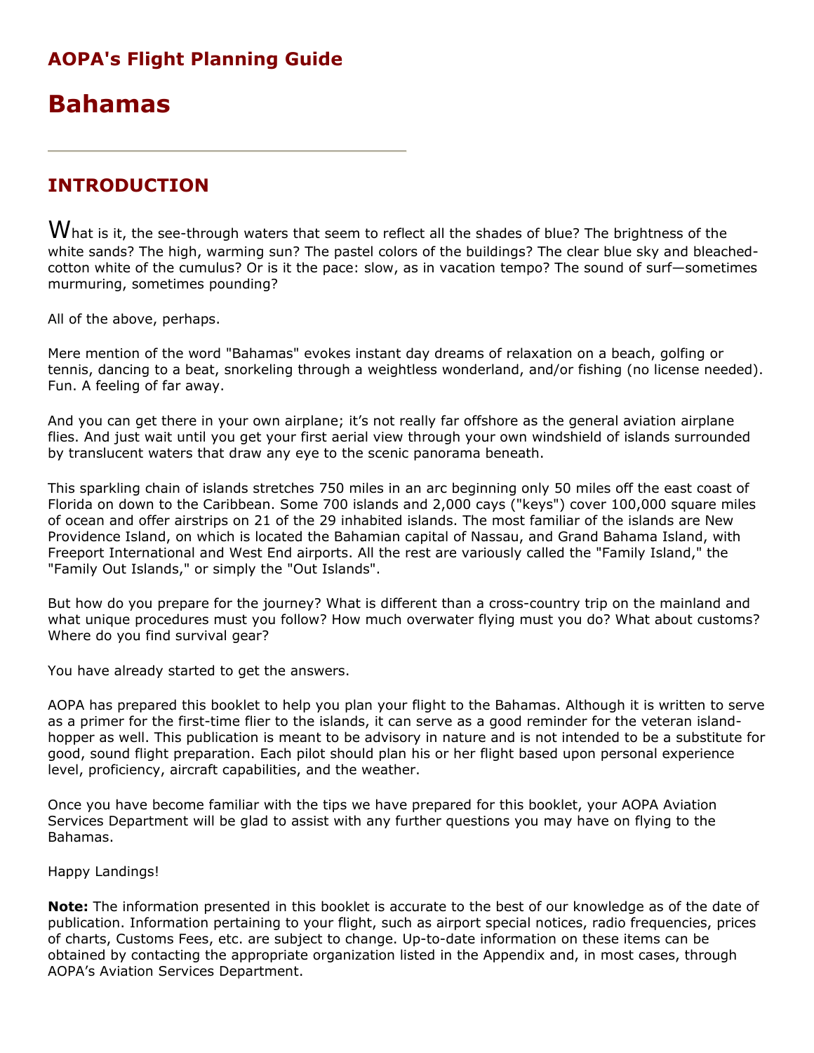# AOPA's Flight Planning Guide

# Bahamas

## INTRODUCTION

What is it, the see-through waters that seem to reflect all the shades of blue? The brightness of the white sands? The high, warming sun? The pastel colors of the buildings? The clear blue sky and bleached-cotton white of the cumulus? Or is it the pace: slow, as in vacation tempo? The sound of surf—sometimes murmuring, sometimes pounding?

All of the above, perhaps.

Mere mention of the word "Bahamas" evokes instant day dreams of relaxation on a beach, golfing or tennis, dancing to a beat, snorkeling through a weightless wonderland, and/or fishing (no license needed). Fun. A feeling of far away.

And you can get there in your own airplane; it's not really far offshore as the general aviation airplane flies. And just wait until you get your first aerial view through your own windshield of islands surrounded by translucent waters that draw any eye to the scenic panorama beneath.

This sparkling chain of islands stretches 750 miles in an arc beginning only 50 miles off the east coast of Florida on down to the Caribbean. Some 700 islands and 2,000 cays ("keys") cover 100,000 square miles of ocean and offer airstrips on 21 of the 29 inhabited islands. The most familiar of the islands are New Providence Island, on which is located the Bahamian capital of Nassau, and Grand Bahama Island, with Freeport International and West End airports. All the rest are variously called the "Family Island," the "Family Out Islands," or simply the "Out Islands".

But how do you prepare for the journey? What is different than a cross-country trip on the mainland and what unique procedures must you follow? How much overwater flying must you do? What about customs? Where do you find survival gear?

You have already started to get the answers.

AOPA has prepared this booklet to help you plan your flight to the Bahamas. Although it is written to serve as a primer for the first-time flier to the islands, it can serve as a good reminder for the veteran island-hopper as well. This publication is meant to be advisory in nature and is not intended to be a substitute for good, sound flight preparation. Each pilot should plan his or her flight based upon personal experience level, proficiency, aircraft capabilities, and the weather.

Once you have become familiar with the tips we have prepared for this booklet, your AOPA Aviation Services Department will be glad to assist with any further questions you may have on flying to the Bahamas.

Happy Landings!

**Note:** The information presented in this booklet is accurate to the best of our knowledge as of the date of publication. Information pertaining to your flight, such as airport special notices, radio frequencies, prices of charts, Customs Fees, etc. are subject to change. Up-to-date information on these items can be obtained by contacting the appropriate organization listed in the Appendix and, in most cases, through AOPA's Aviation Services Department.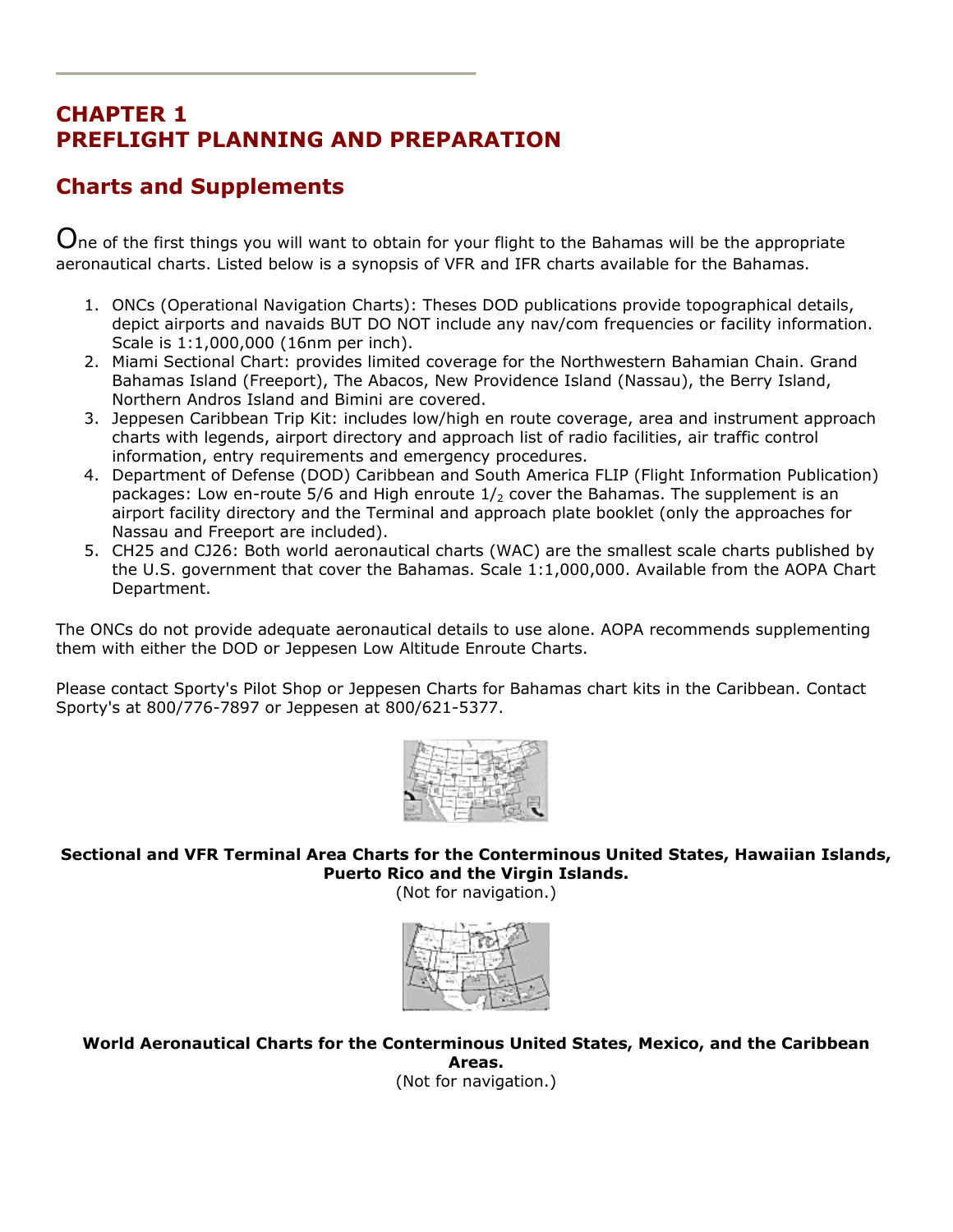# CHAPTER 1
# PREFLIGHT PLANNING AND PREPARATION

## Charts and Supplements

One of the first things you will want to obtain for your flight to the Bahamas will be the appropriate aeronautical charts. Listed below is a synopsis of VFR and IFR charts available for the Bahamas.

1. ONCs (Operational Navigation Charts): Theses DOD publications provide topographical details, depict airports and navaids BUT DO NOT include any nav/com frequencies or facility information. Scale is 1:1,000,000 (16nm per inch).
2. Miami Sectional Chart: provides limited coverage for the Northwestern Bahamian Chain. Grand Bahamas Island (Freeport), The Abacos, New Providence Island (Nassau), the Berry Island, Northern Andros Island and Bimini are covered.
3. Jeppesen Caribbean Trip Kit: includes low/high en route coverage, area and instrument approach charts with legends, airport directory and approach list of radio facilities, air traffic control information, entry requirements and emergency procedures.
4. Department of Defense (DOD) Caribbean and South America FLIP (Flight Information Publication) packages: Low en-route 5/6 and High enroute $1/_2$ cover the Bahamas. The supplement is an airport facility directory and the Terminal and approach plate booklet (only the approaches for Nassau and Freeport are included).
5. CH25 and CJ26: Both world aeronautical charts (WAC) are the smallest scale charts published by the U.S. government that cover the Bahamas. Scale 1:1,000,000. Available from the AOPA Chart Department.

The ONCs do not provide adequate aeronautical details to use alone. AOPA recommends supplementing them with either the DOD or Jeppesen Low Altitude Enroute Charts.

Please contact Sporty's Pilot Shop or Jeppesen Charts for Bahamas chart kits in the Caribbean. Contact Sporty's at 800/776-7897 or Jeppesen at 800/621-5377.

**Sectional and VFR Terminal Area Charts for the Conterminous United States, Hawaiian Islands, Puerto Rico and the Virgin Islands.**
(Not for navigation.)

**World Aeronautical Charts for the Conterminous United States, Mexico, and the Caribbean Areas.**
(Not for navigation.)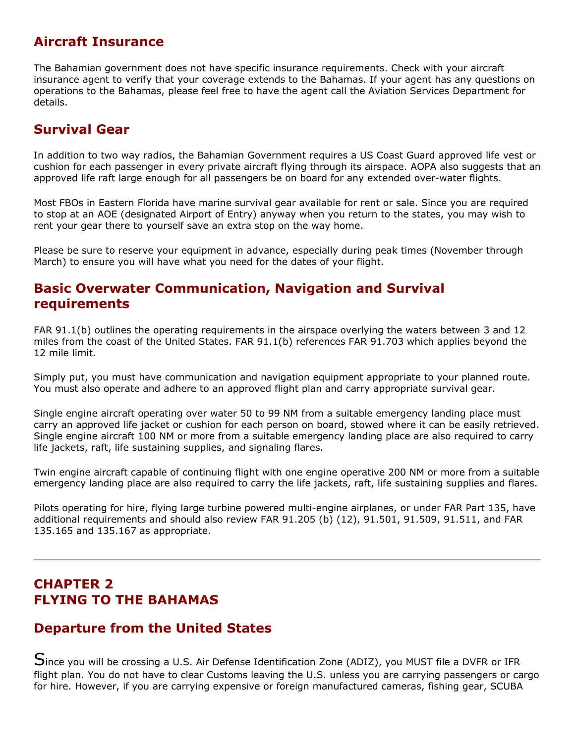## Aircraft Insurance

The Bahamian government does not have specific insurance requirements. Check with your aircraft insurance agent to verify that your coverage extends to the Bahamas. If your agent has any questions on operations to the Bahamas, please feel free to have the agent call the Aviation Services Department for details.

## Survival Gear

In addition to two way radios, the Bahamian Government requires a US Coast Guard approved life vest or cushion for each passenger in every private aircraft flying through its airspace. AOPA also suggests that an approved life raft large enough for all passengers be on board for any extended over-water flights.

Most FBOs in Eastern Florida have marine survival gear available for rent or sale. Since you are required to stop at an AOE (designated Airport of Entry) anyway when you return to the states, you may wish to rent your gear there to yourself save an extra stop on the way home.

Please be sure to reserve your equipment in advance, especially during peak times (November through March) to ensure you will have what you need for the dates of your flight.

## Basic Overwater Communication, Navigation and Survival requirements

FAR 91.1(b) outlines the operating requirements in the airspace overlying the waters between 3 and 12 miles from the coast of the United States. FAR 91.1(b) references FAR 91.703 which applies beyond the 12 mile limit.

Simply put, you must have communication and navigation equipment appropriate to your planned route. You must also operate and adhere to an approved flight plan and carry appropriate survival gear.

Single engine aircraft operating over water 50 to 99 NM from a suitable emergency landing place must carry an approved life jacket or cushion for each person on board, stowed where it can be easily retrieved. Single engine aircraft 100 NM or more from a suitable emergency landing place are also required to carry life jackets, raft, life sustaining supplies, and signaling flares.

Twin engine aircraft capable of continuing flight with one engine operative 200 NM or more from a suitable emergency landing place are also required to carry the life jackets, raft, life sustaining supplies and flares.

Pilots operating for hire, flying large turbine powered multi-engine airplanes, or under FAR Part 135, have additional requirements and should also review FAR 91.205 (b) (12), 91.501, 91.509, 91.511, and FAR 135.165 and 135.167 as appropriate.

---

# CHAPTER 2
# FLYING TO THE BAHAMAS

## Departure from the United States

Since you will be crossing a U.S. Air Defense Identification Zone (ADIZ), you MUST file a DVFR or IFR flight plan. You do not have to clear Customs leaving the U.S. unless you are carrying passengers or cargo for hire. However, if you are carrying expensive or foreign manufactured cameras, fishing gear, SCUBA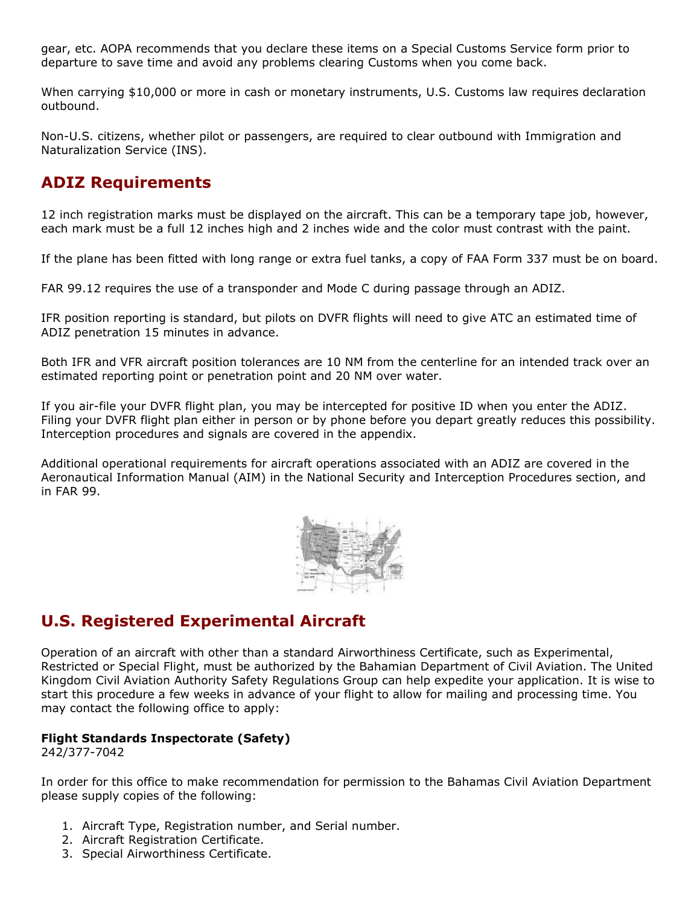gear, etc. AOPA recommends that you declare these items on a Special Customs Service form prior to departure to save time and avoid any problems clearing Customs when you come back.

When carrying $10,000 or more in cash or monetary instruments, U.S. Customs law requires declaration outbound.

Non-U.S. citizens, whether pilot or passengers, are required to clear outbound with Immigration and Naturalization Service (INS).

## ADIZ Requirements

12 inch registration marks must be displayed on the aircraft. This can be a temporary tape job, however, each mark must be a full 12 inches high and 2 inches wide and the color must contrast with the paint.

If the plane has been fitted with long range or extra fuel tanks, a copy of FAA Form 337 must be on board.

FAR 99.12 requires the use of a transponder and Mode C during passage through an ADIZ.

IFR position reporting is standard, but pilots on DVFR flights will need to give ATC an estimated time of ADIZ penetration 15 minutes in advance.

Both IFR and VFR aircraft position tolerances are 10 NM from the centerline for an intended track over an estimated reporting point or penetration point and 20 NM over water.

If you air-file your DVFR flight plan, you may be intercepted for positive ID when you enter the ADIZ. Filing your DVFR flight plan either in person or by phone before you depart greatly reduces this possibility. Interception procedures and signals are covered in the appendix.

Additional operational requirements for aircraft operations associated with an ADIZ are covered in the Aeronautical Information Manual (AIM) in the National Security and Interception Procedures section, and in FAR 99.

## U.S. Registered Experimental Aircraft

Operation of an aircraft with other than a standard Airworthiness Certificate, such as Experimental, Restricted or Special Flight, must be authorized by the Bahamian Department of Civil Aviation. The United Kingdom Civil Aviation Authority Safety Regulations Group can help expedite your application. It is wise to start this procedure a few weeks in advance of your flight to allow for mailing and processing time. You may contact the following office to apply:

**Flight Standards Inspectorate (Safety)**
242/377-7042

In order for this office to make recommendation for permission to the Bahamas Civil Aviation Department please supply copies of the following:

1. Aircraft Type, Registration number, and Serial number.
2. Aircraft Registration Certificate.
3. Special Airworthiness Certificate.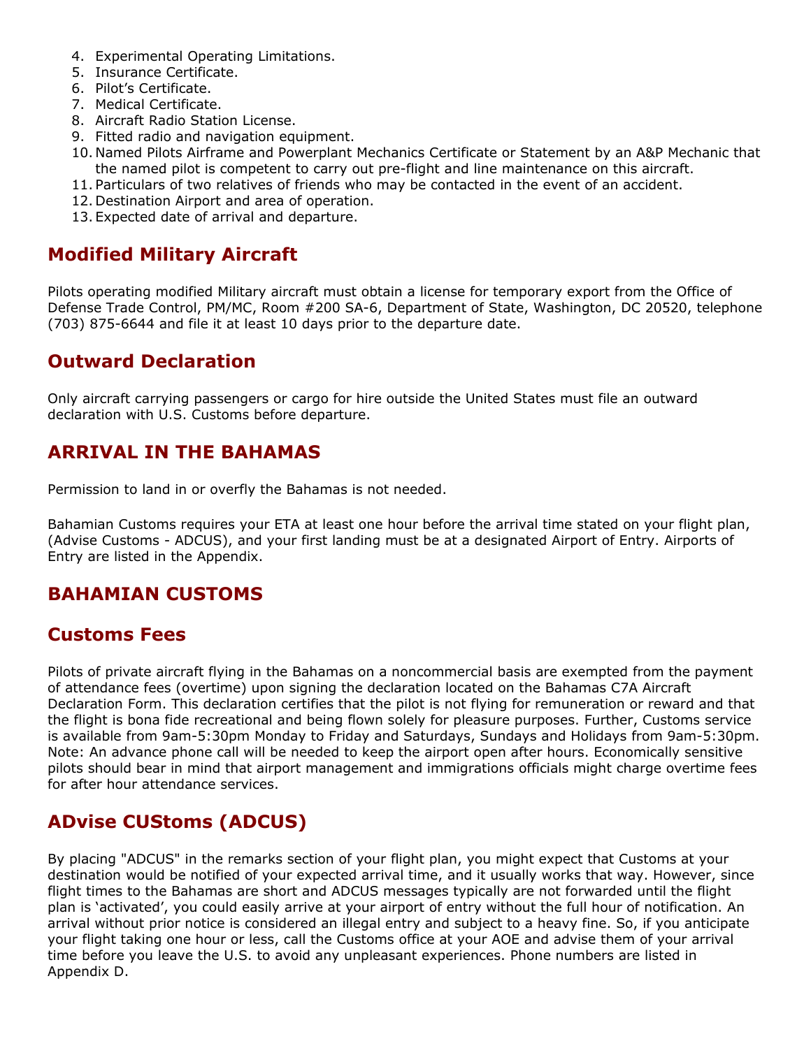4. Experimental Operating Limitations.
5. Insurance Certificate.
6. Pilot's Certificate.
7. Medical Certificate.
8. Aircraft Radio Station License.
9. Fitted radio and navigation equipment.
10. Named Pilots Airframe and Powerplant Mechanics Certificate or Statement by an A&P Mechanic that the named pilot is competent to carry out pre-flight and line maintenance on this aircraft.
11. Particulars of two relatives of friends who may be contacted in the event of an accident.
12. Destination Airport and area of operation.
13. Expected date of arrival and departure.

## Modified Military Aircraft

Pilots operating modified Military aircraft must obtain a license for temporary export from the Office of Defense Trade Control, PM/MC, Room #200 SA-6, Department of State, Washington, DC 20520, telephone (703) 875-6644 and file it at least 10 days prior to the departure date.

## Outward Declaration

Only aircraft carrying passengers or cargo for hire outside the United States must file an outward declaration with U.S. Customs before departure.

## ARRIVAL IN THE BAHAMAS

Permission to land in or overfly the Bahamas is not needed.

Bahamian Customs requires your ETA at least one hour before the arrival time stated on your flight plan, (Advise Customs - ADCUS), and your first landing must be at a designated Airport of Entry. Airports of Entry are listed in the Appendix.

## BAHAMIAN CUSTOMS

## Customs Fees

Pilots of private aircraft flying in the Bahamas on a noncommercial basis are exempted from the payment of attendance fees (overtime) upon signing the declaration located on the Bahamas C7A Aircraft Declaration Form. This declaration certifies that the pilot is not flying for remuneration or reward and that the flight is bona fide recreational and being flown solely for pleasure purposes. Further, Customs service is available from 9am-5:30pm Monday to Friday and Saturdays, Sundays and Holidays from 9am-5:30pm. Note: An advance phone call will be needed to keep the airport open after hours. Economically sensitive pilots should bear in mind that airport management and immigrations officials might charge overtime fees for after hour attendance services.

## ADvise CUStoms (ADCUS)

By placing "ADCUS" in the remarks section of your flight plan, you might expect that Customs at your destination would be notified of your expected arrival time, and it usually works that way. However, since flight times to the Bahamas are short and ADCUS messages typically are not forwarded until the flight plan is 'activated', you could easily arrive at your airport of entry without the full hour of notification. An arrival without prior notice is considered an illegal entry and subject to a heavy fine. So, if you anticipate your flight taking one hour or less, call the Customs office at your AOE and advise them of your arrival time before you leave the U.S. to avoid any unpleasant experiences. Phone numbers are listed in Appendix D.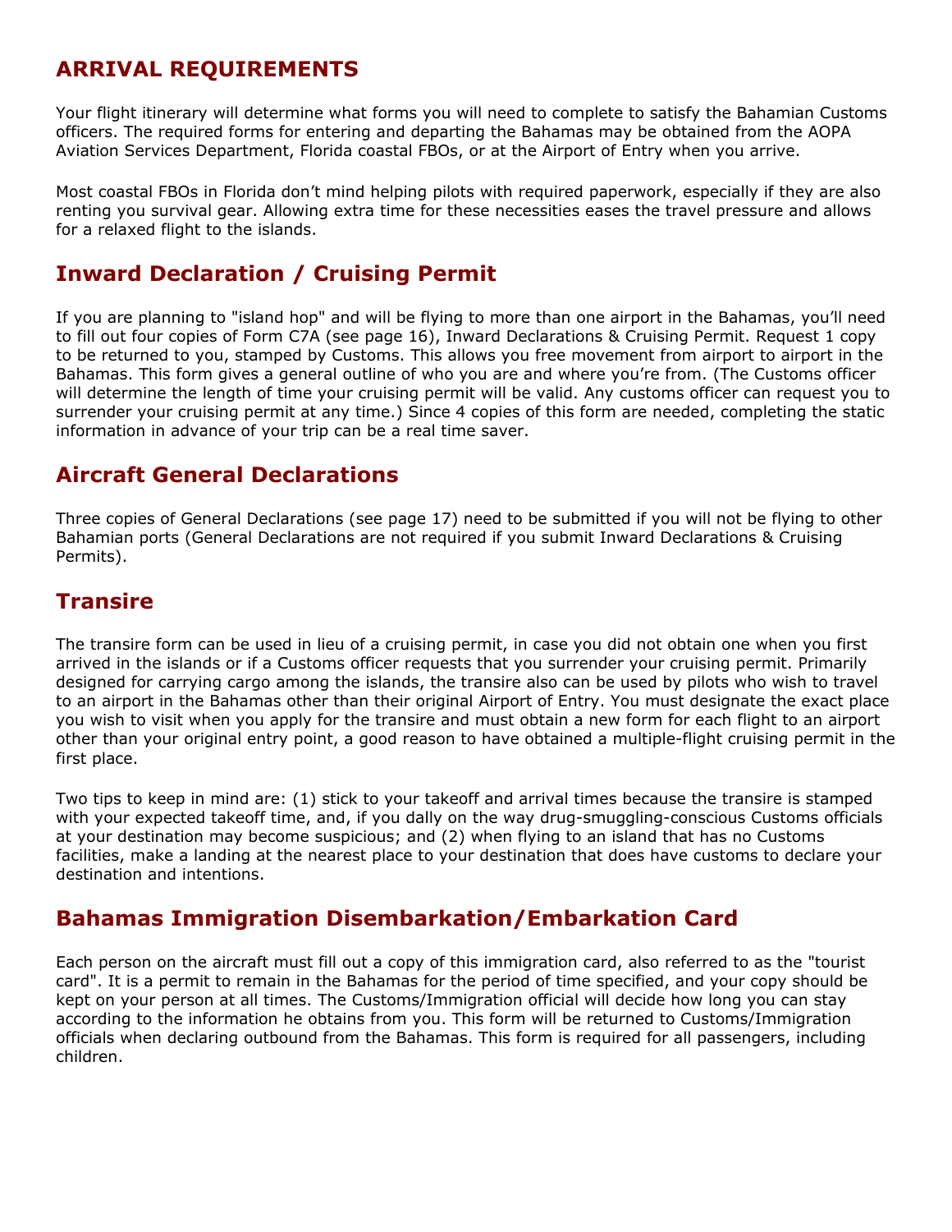## ARRIVAL REQUIREMENTS

Your flight itinerary will determine what forms you will need to complete to satisfy the Bahamian Customs officers. The required forms for entering and departing the Bahamas may be obtained from the AOPA Aviation Services Department, Florida coastal FBOs, or at the Airport of Entry when you arrive.

Most coastal FBOs in Florida don't mind helping pilots with required paperwork, especially if they are also renting you survival gear. Allowing extra time for these necessities eases the travel pressure and allows for a relaxed flight to the islands.

### Inward Declaration / Cruising Permit

If you are planning to "island hop" and will be flying to more than one airport in the Bahamas, you'll need to fill out four copies of Form C7A (see page 16), Inward Declarations & Cruising Permit. Request 1 copy to be returned to you, stamped by Customs. This allows you free movement from airport to airport in the Bahamas. This form gives a general outline of who you are and where you're from. (The Customs officer will determine the length of time your cruising permit will be valid. Any customs officer can request you to surrender your cruising permit at any time.) Since 4 copies of this form are needed, completing the static information in advance of your trip can be a real time saver.

### Aircraft General Declarations

Three copies of General Declarations (see page 17) need to be submitted if you will not be flying to other Bahamian ports (General Declarations are not required if you submit Inward Declarations & Cruising Permits).

### Transire

The transire form can be used in lieu of a cruising permit, in case you did not obtain one when you first arrived in the islands or if a Customs officer requests that you surrender your cruising permit. Primarily designed for carrying cargo among the islands, the transire also can be used by pilots who wish to travel to an airport in the Bahamas other than their original Airport of Entry. You must designate the exact place you wish to visit when you apply for the transire and must obtain a new form for each flight to an airport other than your original entry point, a good reason to have obtained a multiple-flight cruising permit in the first place.

Two tips to keep in mind are: (1) stick to your takeoff and arrival times because the transire is stamped with your expected takeoff time, and, if you dally on the way drug-smuggling-conscious Customs officials at your destination may become suspicious; and (2) when flying to an island that has no Customs facilities, make a landing at the nearest place to your destination that does have customs to declare your destination and intentions.

### Bahamas Immigration Disembarkation/Embarkation Card

Each person on the aircraft must fill out a copy of this immigration card, also referred to as the "tourist card". It is a permit to remain in the Bahamas for the period of time specified, and your copy should be kept on your person at all times. The Customs/Immigration official will decide how long you can stay according to the information he obtains from you. This form will be returned to Customs/Immigration officials when declaring outbound from the Bahamas. This form is required for all passengers, including children.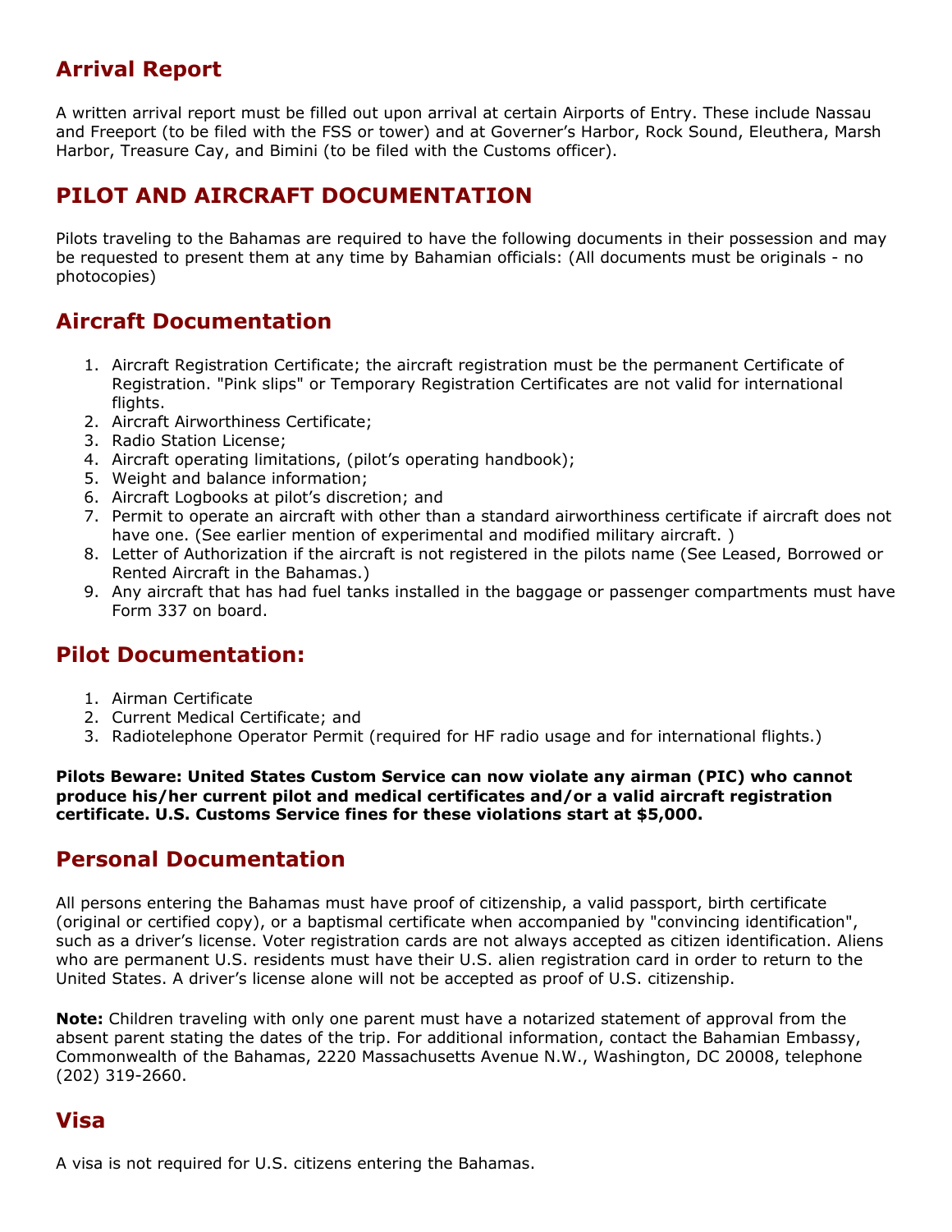## Arrival Report

A written arrival report must be filled out upon arrival at certain Airports of Entry. These include Nassau and Freeport (to be filed with the FSS or tower) and at Governer's Harbor, Rock Sound, Eleuthera, Marsh Harbor, Treasure Cay, and Bimini (to be filed with the Customs officer).

## PILOT AND AIRCRAFT DOCUMENTATION

Pilots traveling to the Bahamas are required to have the following documents in their possession and may be requested to present them at any time by Bahamian officials: (All documents must be originals - no photocopies)

## Aircraft Documentation

1. Aircraft Registration Certificate; the aircraft registration must be the permanent Certificate of Registration. "Pink slips" or Temporary Registration Certificates are not valid for international flights.
2. Aircraft Airworthiness Certificate;
3. Radio Station License;
4. Aircraft operating limitations, (pilot's operating handbook);
5. Weight and balance information;
6. Aircraft Logbooks at pilot's discretion; and
7. Permit to operate an aircraft with other than a standard airworthiness certificate if aircraft does not have one. (See earlier mention of experimental and modified military aircraft. )
8. Letter of Authorization if the aircraft is not registered in the pilots name (See Leased, Borrowed or Rented Aircraft in the Bahamas.)
9. Any aircraft that has had fuel tanks installed in the baggage or passenger compartments must have Form 337 on board.

## Pilot Documentation:

1. Airman Certificate
2. Current Medical Certificate; and
3. Radiotelephone Operator Permit (required for HF radio usage and for international flights.)

**Pilots Beware: United States Custom Service can now violate any airman (PIC) who cannot produce his/her current pilot and medical certificates and/or a valid aircraft registration certificate. U.S. Customs Service fines for these violations start at $5,000.**

## Personal Documentation

All persons entering the Bahamas must have proof of citizenship, a valid passport, birth certificate (original or certified copy), or a baptismal certificate when accompanied by "convincing identification", such as a driver's license. Voter registration cards are not always accepted as citizen identification. Aliens who are permanent U.S. residents must have their U.S. alien registration card in order to return to the United States. A driver's license alone will not be accepted as proof of U.S. citizenship.

**Note:** Children traveling with only one parent must have a notarized statement of approval from the absent parent stating the dates of the trip. For additional information, contact the Bahamian Embassy, Commonwealth of the Bahamas, 2220 Massachusetts Avenue N.W., Washington, DC 20008, telephone (202) 319-2660.

## Visa

A visa is not required for U.S. citizens entering the Bahamas.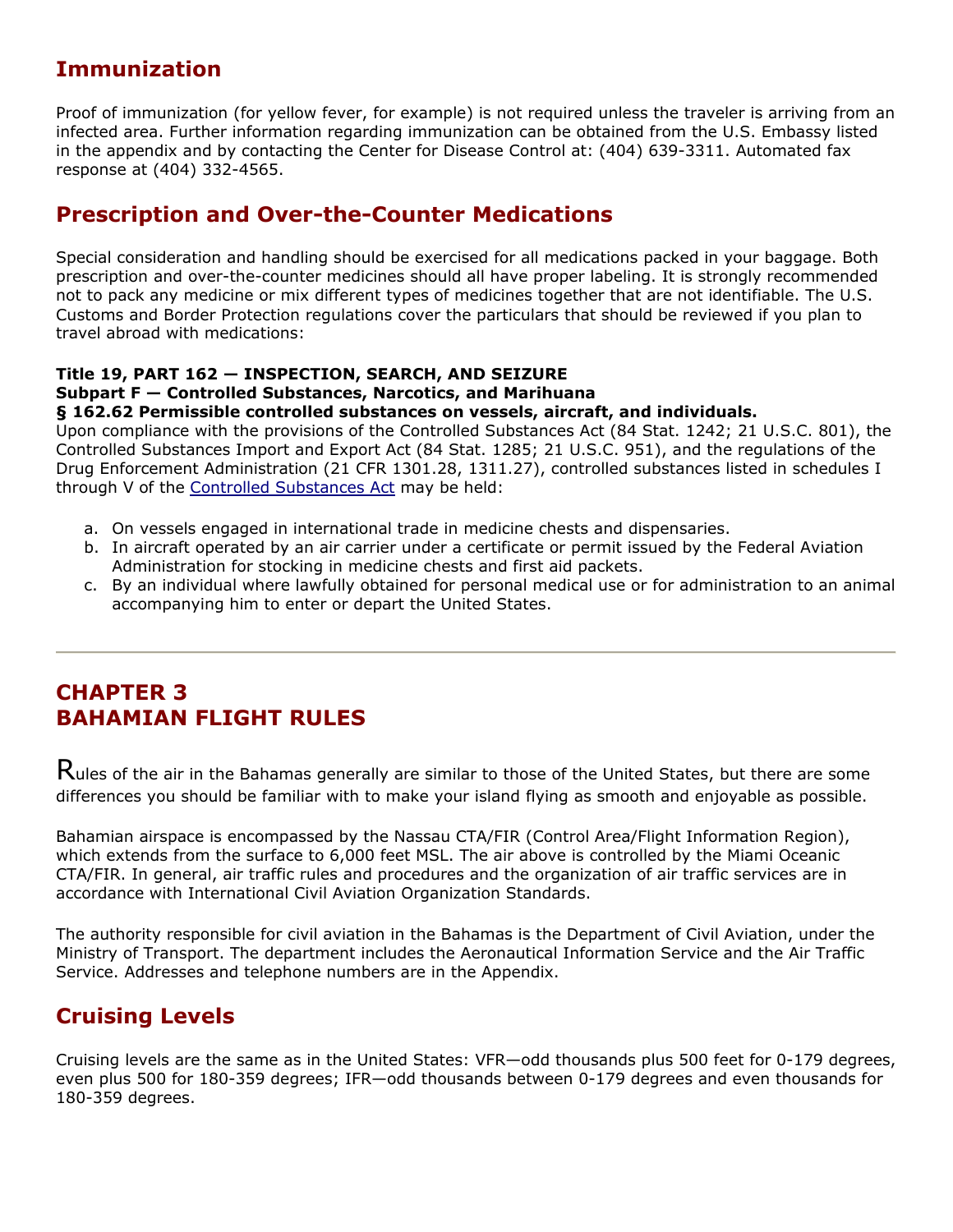## Immunization

Proof of immunization (for yellow fever, for example) is not required unless the traveler is arriving from an infected area. Further information regarding immunization can be obtained from the U.S. Embassy listed in the appendix and by contacting the Center for Disease Control at: (404) 639-3311. Automated fax response at (404) 332-4565.

## Prescription and Over-the-Counter Medications

Special consideration and handling should be exercised for all medications packed in your baggage. Both prescription and over-the-counter medicines should all have proper labeling. It is strongly recommended not to pack any medicine or mix different types of medicines together that are not identifiable. The U.S. Customs and Border Protection regulations cover the particulars that should be reviewed if you plan to travel abroad with medications:

**Title 19, PART 162 — INSPECTION, SEARCH, AND SEIZURE**
**Subpart F — Controlled Substances, Narcotics, and Marihuana**
**§ 162.62 Permissible controlled substances on vessels, aircraft, and individuals.**
Upon compliance with the provisions of the Controlled Substances Act (84 Stat. 1242; 21 U.S.C. 801), the Controlled Substances Import and Export Act (84 Stat. 1285; 21 U.S.C. 951), and the regulations of the Drug Enforcement Administration (21 CFR 1301.28, 1311.27), controlled substances listed in schedules I through V of the Controlled Substances Act may be held:

a. On vessels engaged in international trade in medicine chests and dispensaries.
b. In aircraft operated by an air carrier under a certificate or permit issued by the Federal Aviation Administration for stocking in medicine chests and first aid packets.
c. By an individual where lawfully obtained for personal medical use or for administration to an animal accompanying him to enter or depart the United States.

---

# CHAPTER 3
# BAHAMIAN FLIGHT RULES

Rules of the air in the Bahamas generally are similar to those of the United States, but there are some differences you should be familiar with to make your island flying as smooth and enjoyable as possible.

Bahamian airspace is encompassed by the Nassau CTA/FIR (Control Area/Flight Information Region), which extends from the surface to 6,000 feet MSL. The air above is controlled by the Miami Oceanic CTA/FIR. In general, air traffic rules and procedures and the organization of air traffic services are in accordance with International Civil Aviation Organization Standards.

The authority responsible for civil aviation in the Bahamas is the Department of Civil Aviation, under the Ministry of Transport. The department includes the Aeronautical Information Service and the Air Traffic Service. Addresses and telephone numbers are in the Appendix.

## Cruising Levels

Cruising levels are the same as in the United States: VFR—odd thousands plus 500 feet for 0-179 degrees, even plus 500 for 180-359 degrees; IFR—odd thousands between 0-179 degrees and even thousands for 180-359 degrees.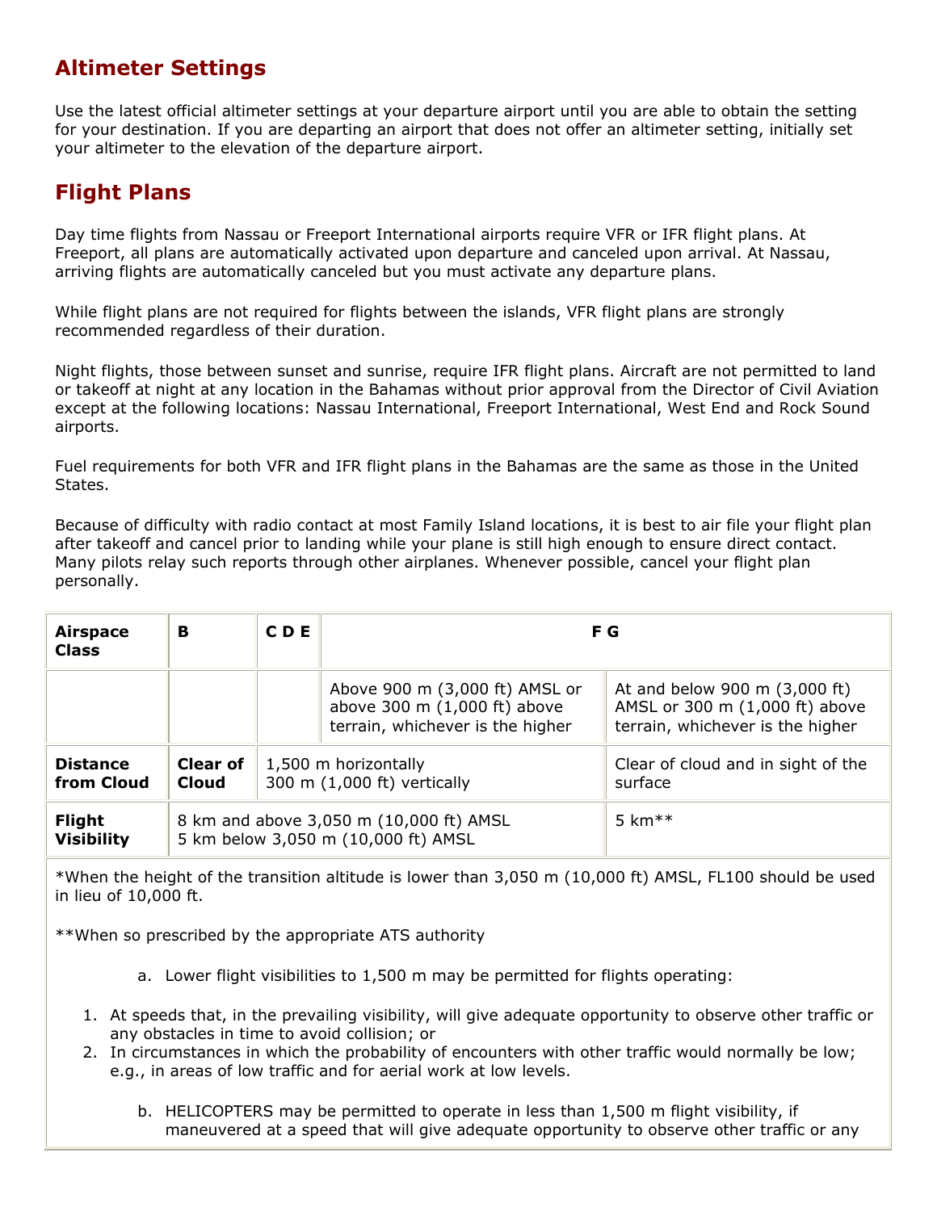## Altimeter Settings

Use the latest official altimeter settings at your departure airport until you are able to obtain the setting for your destination. If you are departing an airport that does not offer an altimeter setting, initially set your altimeter to the elevation of the departure airport.

## Flight Plans

Day time flights from Nassau or Freeport International airports require VFR or IFR flight plans. At Freeport, all plans are automatically activated upon departure and canceled upon arrival. At Nassau, arriving flights are automatically canceled but you must activate any departure plans.

While flight plans are not required for flights between the islands, VFR flight plans are strongly recommended regardless of their duration.

Night flights, those between sunset and sunrise, require IFR flight plans. Aircraft are not permitted to land or takeoff at night at any location in the Bahamas without prior approval from the Director of Civil Aviation except at the following locations: Nassau International, Freeport International, West End and Rock Sound airports.

Fuel requirements for both VFR and IFR flight plans in the Bahamas are the same as those in the United States.

Because of difficulty with radio contact at most Family Island locations, it is best to air file your flight plan after takeoff and cancel prior to landing while your plane is still high enough to ensure direct contact. Many pilots relay such reports through other airplanes. Whenever possible, cancel your flight plan personally.

| **Airspace Class** | **B** | **C D E** | **F G** | |
|---|---|---|---|---|
| | | | Above 900 m (3,000 ft) AMSL or above 300 m (1,000 ft) above terrain, whichever is the higher | At and below 900 m (3,000 ft) AMSL or 300 m (1,000 ft) above terrain, whichever is the higher |
| **Distance from Cloud** | **Clear of Cloud** | 1,500 m horizontally<br>300 m (1,000 ft) vertically | | Clear of cloud and in sight of the surface |
| **Flight Visibility** | 8 km and above 3,050 m (10,000 ft) AMSL<br>5 km below 3,050 m (10,000 ft) AMSL | | | 5 km** |

*When the height of the transition altitude is lower than 3,050 m (10,000 ft) AMSL, FL100 should be used in lieu of 10,000 ft.

**When so prescribed by the appropriate ATS authority

a. Lower flight visibilities to 1,500 m may be permitted for flights operating:

1. At speeds that, in the prevailing visibility, will give adequate opportunity to observe other traffic or any obstacles in time to avoid collision; or
2. In circumstances in which the probability of encounters with other traffic would normally be low; e.g., in areas of low traffic and for aerial work at low levels.

b. HELICOPTERS may be permitted to operate in less than 1,500 m flight visibility, if maneuvered at a speed that will give adequate opportunity to observe other traffic or any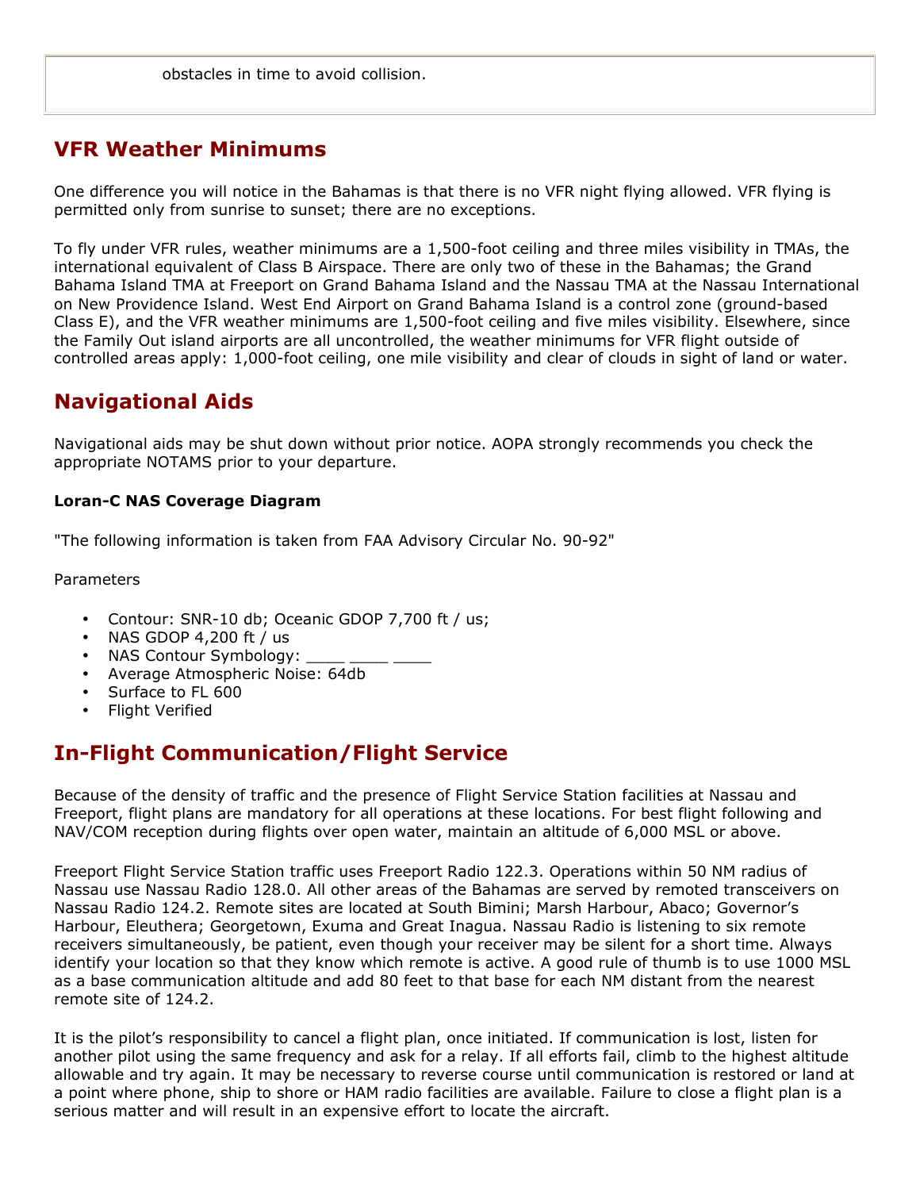obstacles in time to avoid collision.

## VFR Weather Minimums

One difference you will notice in the Bahamas is that there is no VFR night flying allowed. VFR flying is permitted only from sunrise to sunset; there are no exceptions.

To fly under VFR rules, weather minimums are a 1,500-foot ceiling and three miles visibility in TMAs, the international equivalent of Class B Airspace. There are only two of these in the Bahamas; the Grand Bahama Island TMA at Freeport on Grand Bahama Island and the Nassau TMA at the Nassau International on New Providence Island. West End Airport on Grand Bahama Island is a control zone (ground-based Class E), and the VFR weather minimums are 1,500-foot ceiling and five miles visibility. Elsewhere, since the Family Out island airports are all uncontrolled, the weather minimums for VFR flight outside of controlled areas apply: 1,000-foot ceiling, one mile visibility and clear of clouds in sight of land or water.

## Navigational Aids

Navigational aids may be shut down without prior notice. AOPA strongly recommends you check the appropriate NOTAMS prior to your departure.

**Loran-C NAS Coverage Diagram**

"The following information is taken from FAA Advisory Circular No. 90-92"

Parameters

- Contour: SNR-10 db; Oceanic GDOP 7,700 ft / us;
- NAS GDOP 4,200 ft / us
- NAS Contour Symbology: ____ ____ ____
- Average Atmospheric Noise: 64db
- Surface to FL 600
- Flight Verified

## In-Flight Communication/Flight Service

Because of the density of traffic and the presence of Flight Service Station facilities at Nassau and Freeport, flight plans are mandatory for all operations at these locations. For best flight following and NAV/COM reception during flights over open water, maintain an altitude of 6,000 MSL or above.

Freeport Flight Service Station traffic uses Freeport Radio 122.3. Operations within 50 NM radius of Nassau use Nassau Radio 128.0. All other areas of the Bahamas are served by remoted transceivers on Nassau Radio 124.2. Remote sites are located at South Bimini; Marsh Harbour, Abaco; Governor's Harbour, Eleuthera; Georgetown, Exuma and Great Inagua. Nassau Radio is listening to six remote receivers simultaneously, be patient, even though your receiver may be silent for a short time. Always identify your location so that they know which remote is active. A good rule of thumb is to use 1000 MSL as a base communication altitude and add 80 feet to that base for each NM distant from the nearest remote site of 124.2.

It is the pilot's responsibility to cancel a flight plan, once initiated. If communication is lost, listen for another pilot using the same frequency and ask for a relay. If all efforts fail, climb to the highest altitude allowable and try again. It may be necessary to reverse course until communication is restored or land at a point where phone, ship to shore or HAM radio facilities are available. Failure to close a flight plan is a serious matter and will result in an expensive effort to locate the aircraft.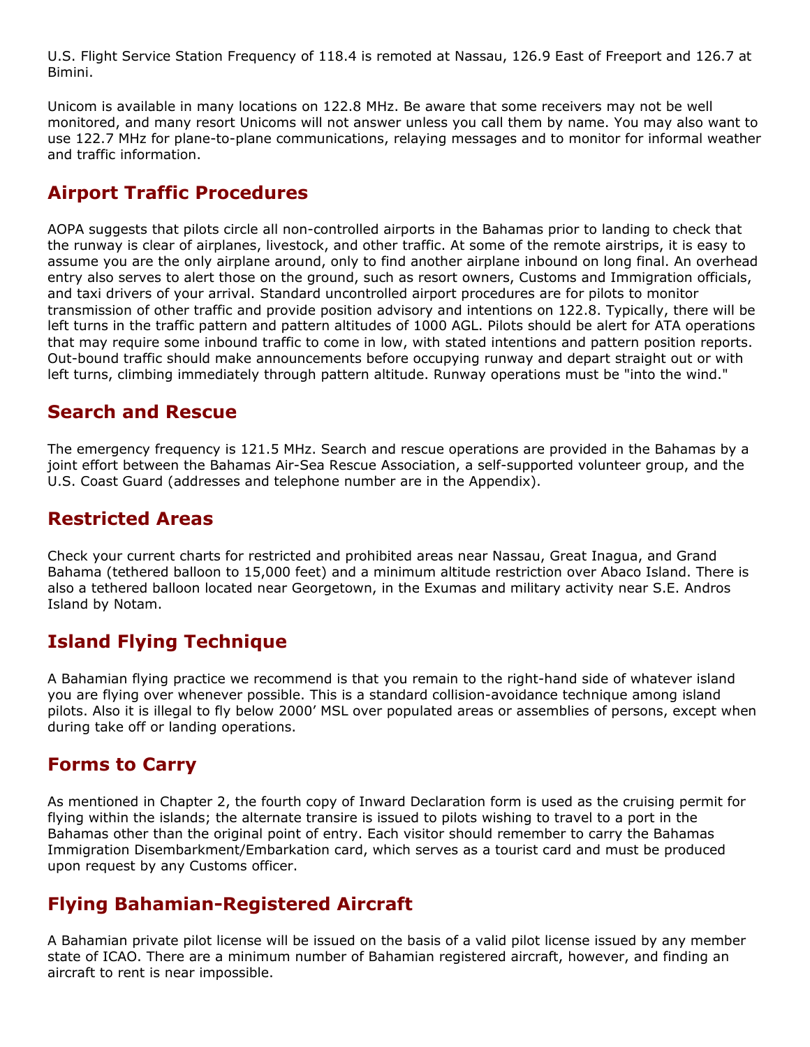U.S. Flight Service Station Frequency of 118.4 is remoted at Nassau, 126.9 East of Freeport and 126.7 at Bimini.

Unicom is available in many locations on 122.8 MHz. Be aware that some receivers may not be well monitored, and many resort Unicoms will not answer unless you call them by name. You may also want to use 122.7 MHz for plane-to-plane communications, relaying messages and to monitor for informal weather and traffic information.

## Airport Traffic Procedures

AOPA suggests that pilots circle all non-controlled airports in the Bahamas prior to landing to check that the runway is clear of airplanes, livestock, and other traffic. At some of the remote airstrips, it is easy to assume you are the only airplane around, only to find another airplane inbound on long final. An overhead entry also serves to alert those on the ground, such as resort owners, Customs and Immigration officials, and taxi drivers of your arrival. Standard uncontrolled airport procedures are for pilots to monitor transmission of other traffic and provide position advisory and intentions on 122.8. Typically, there will be left turns in the traffic pattern and pattern altitudes of 1000 AGL. Pilots should be alert for ATA operations that may require some inbound traffic to come in low, with stated intentions and pattern position reports. Out-bound traffic should make announcements before occupying runway and depart straight out or with left turns, climbing immediately through pattern altitude. Runway operations must be "into the wind."

## Search and Rescue

The emergency frequency is 121.5 MHz. Search and rescue operations are provided in the Bahamas by a joint effort between the Bahamas Air-Sea Rescue Association, a self-supported volunteer group, and the U.S. Coast Guard (addresses and telephone number are in the Appendix).

## Restricted Areas

Check your current charts for restricted and prohibited areas near Nassau, Great Inagua, and Grand Bahama (tethered balloon to 15,000 feet) and a minimum altitude restriction over Abaco Island. There is also a tethered balloon located near Georgetown, in the Exumas and military activity near S.E. Andros Island by Notam.

## Island Flying Technique

A Bahamian flying practice we recommend is that you remain to the right-hand side of whatever island you are flying over whenever possible. This is a standard collision-avoidance technique among island pilots. Also it is illegal to fly below 2000' MSL over populated areas or assemblies of persons, except when during take off or landing operations.

## Forms to Carry

As mentioned in Chapter 2, the fourth copy of Inward Declaration form is used as the cruising permit for flying within the islands; the alternate transire is issued to pilots wishing to travel to a port in the Bahamas other than the original point of entry. Each visitor should remember to carry the Bahamas Immigration Disembarkment/Embarkation card, which serves as a tourist card and must be produced upon request by any Customs officer.

## Flying Bahamian-Registered Aircraft

A Bahamian private pilot license will be issued on the basis of a valid pilot license issued by any member state of ICAO. There are a minimum number of Bahamian registered aircraft, however, and finding an aircraft to rent is near impossible.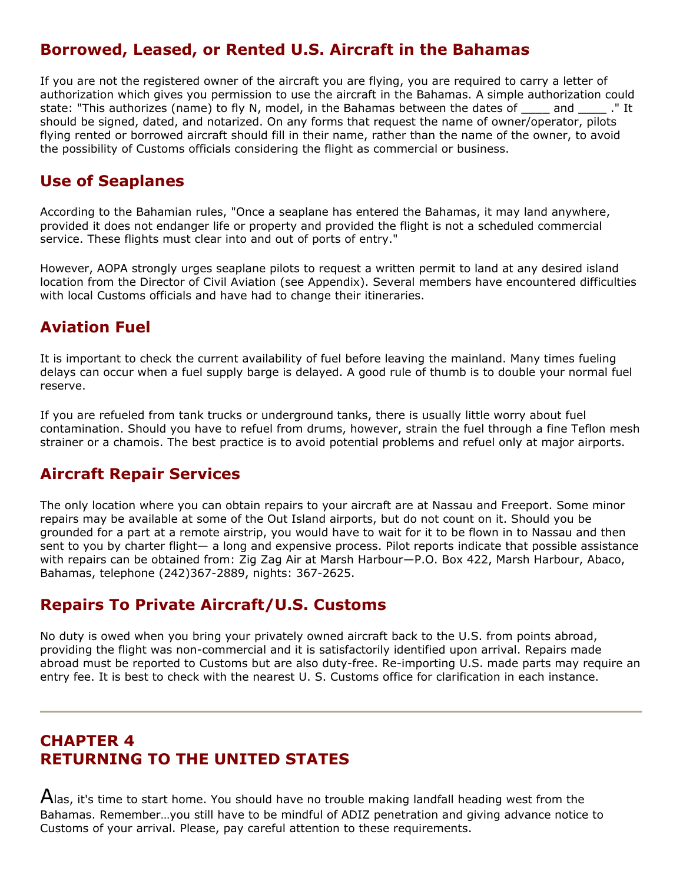## Borrowed, Leased, or Rented U.S. Aircraft in the Bahamas

If you are not the registered owner of the aircraft you are flying, you are required to carry a letter of authorization which gives you permission to use the aircraft in the Bahamas. A simple authorization could state: "This authorizes (name) to fly N, model, in the Bahamas between the dates of ____ and ____ ." It should be signed, dated, and notarized. On any forms that request the name of owner/operator, pilots flying rented or borrowed aircraft should fill in their name, rather than the name of the owner, to avoid the possibility of Customs officials considering the flight as commercial or business.

## Use of Seaplanes

According to the Bahamian rules, "Once a seaplane has entered the Bahamas, it may land anywhere, provided it does not endanger life or property and provided the flight is not a scheduled commercial service. These flights must clear into and out of ports of entry."

However, AOPA strongly urges seaplane pilots to request a written permit to land at any desired island location from the Director of Civil Aviation (see Appendix). Several members have encountered difficulties with local Customs officials and have had to change their itineraries.

## Aviation Fuel

It is important to check the current availability of fuel before leaving the mainland. Many times fueling delays can occur when a fuel supply barge is delayed. A good rule of thumb is to double your normal fuel reserve.

If you are refueled from tank trucks or underground tanks, there is usually little worry about fuel contamination. Should you have to refuel from drums, however, strain the fuel through a fine Teflon mesh strainer or a chamois. The best practice is to avoid potential problems and refuel only at major airports.

## Aircraft Repair Services

The only location where you can obtain repairs to your aircraft are at Nassau and Freeport. Some minor repairs may be available at some of the Out Island airports, but do not count on it. Should you be grounded for a part at a remote airstrip, you would have to wait for it to be flown in to Nassau and then sent to you by charter flight— a long and expensive process. Pilot reports indicate that possible assistance with repairs can be obtained from: Zig Zag Air at Marsh Harbour—P.O. Box 422, Marsh Harbour, Abaco, Bahamas, telephone (242)367-2889, nights: 367-2625.

## Repairs To Private Aircraft/U.S. Customs

No duty is owed when you bring your privately owned aircraft back to the U.S. from points abroad, providing the flight was non-commercial and it is satisfactorily identified upon arrival. Repairs made abroad must be reported to Customs but are also duty-free. Re-importing U.S. made parts may require an entry fee. It is best to check with the nearest U. S. Customs office for clarification in each instance.

---

# CHAPTER 4
# RETURNING TO THE UNITED STATES

Alas, it's time to start home. You should have no trouble making landfall heading west from the Bahamas. Remember…you still have to be mindful of ADIZ penetration and giving advance notice to Customs of your arrival. Please, pay careful attention to these requirements.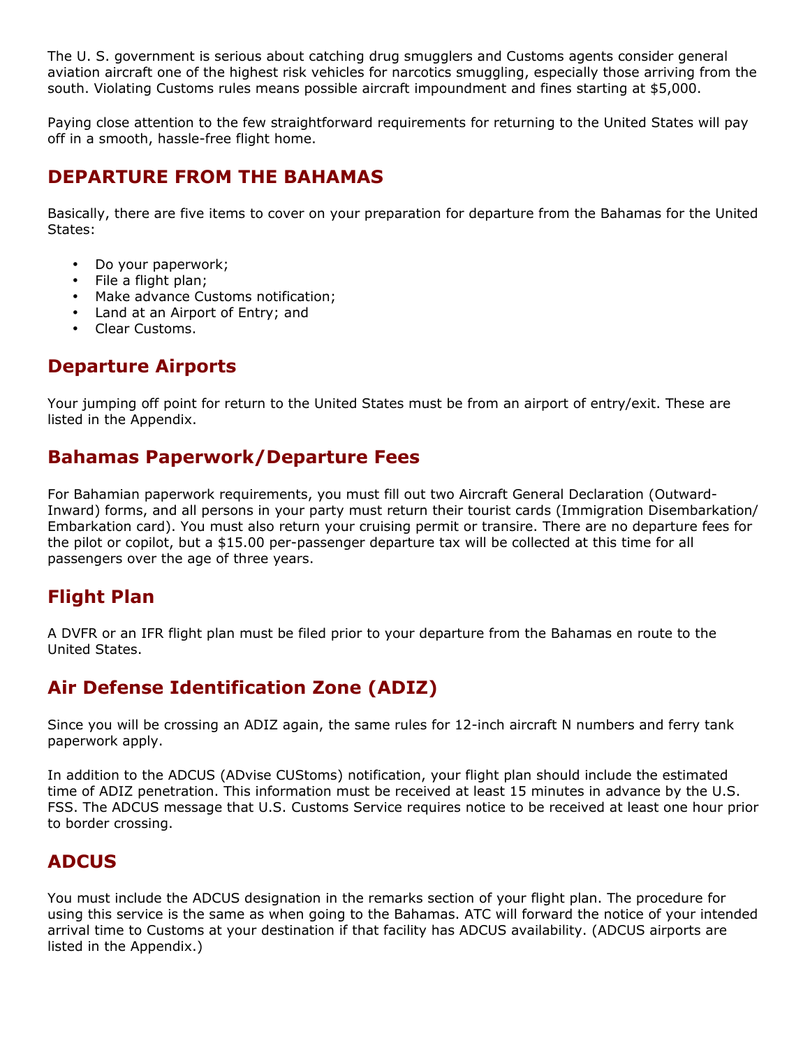The U. S. government is serious about catching drug smugglers and Customs agents consider general aviation aircraft one of the highest risk vehicles for narcotics smuggling, especially those arriving from the south. Violating Customs rules means possible aircraft impoundment and fines starting at $5,000.

Paying close attention to the few straightforward requirements for returning to the United States will pay off in a smooth, hassle-free flight home.

## DEPARTURE FROM THE BAHAMAS

Basically, there are five items to cover on your preparation for departure from the Bahamas for the United States:

- Do your paperwork;
- File a flight plan;
- Make advance Customs notification;
- Land at an Airport of Entry; and
- Clear Customs.

### Departure Airports

Your jumping off point for return to the United States must be from an airport of entry/exit. These are listed in the Appendix.

### Bahamas Paperwork/Departure Fees

For Bahamian paperwork requirements, you must fill out two Aircraft General Declaration (Outward-Inward) forms, and all persons in your party must return their tourist cards (Immigration Disembarkation/ Embarkation card). You must also return your cruising permit or transire. There are no departure fees for the pilot or copilot, but a $15.00 per-passenger departure tax will be collected at this time for all passengers over the age of three years.

### Flight Plan

A DVFR or an IFR flight plan must be filed prior to your departure from the Bahamas en route to the United States.

### Air Defense Identification Zone (ADIZ)

Since you will be crossing an ADIZ again, the same rules for 12-inch aircraft N numbers and ferry tank paperwork apply.

In addition to the ADCUS (ADvise CUStoms) notification, your flight plan should include the estimated time of ADIZ penetration. This information must be received at least 15 minutes in advance by the U.S. FSS. The ADCUS message that U.S. Customs Service requires notice to be received at least one hour prior to border crossing.

### ADCUS

You must include the ADCUS designation in the remarks section of your flight plan. The procedure for using this service is the same as when going to the Bahamas. ATC will forward the notice of your intended arrival time to Customs at your destination if that facility has ADCUS availability. (ADCUS airports are listed in the Appendix.)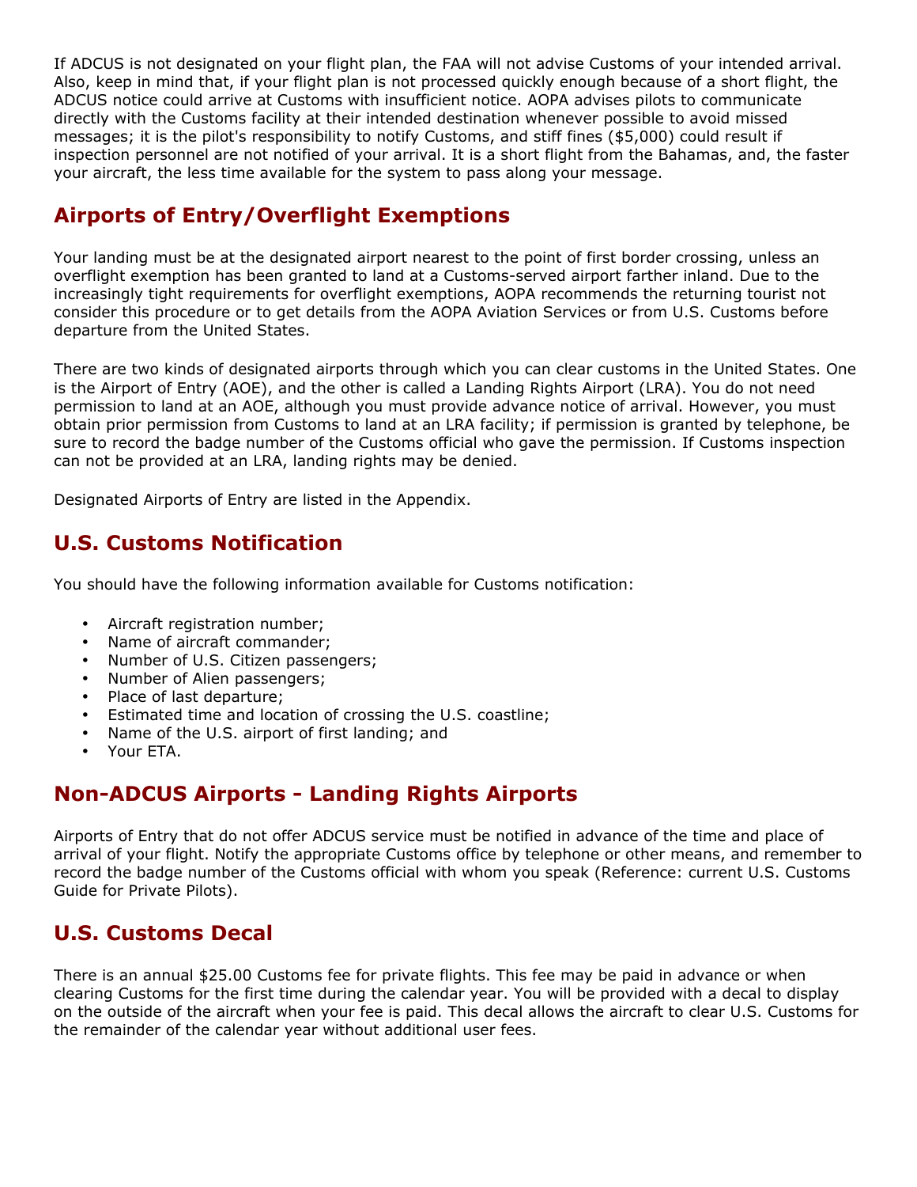If ADCUS is not designated on your flight plan, the FAA will not advise Customs of your intended arrival. Also, keep in mind that, if your flight plan is not processed quickly enough because of a short flight, the ADCUS notice could arrive at Customs with insufficient notice. AOPA advises pilots to communicate directly with the Customs facility at their intended destination whenever possible to avoid missed messages; it is the pilot's responsibility to notify Customs, and stiff fines ($5,000) could result if inspection personnel are not notified of your arrival. It is a short flight from the Bahamas, and, the faster your aircraft, the less time available for the system to pass along your message.

## Airports of Entry/Overflight Exemptions

Your landing must be at the designated airport nearest to the point of first border crossing, unless an overflight exemption has been granted to land at a Customs-served airport farther inland. Due to the increasingly tight requirements for overflight exemptions, AOPA recommends the returning tourist not consider this procedure or to get details from the AOPA Aviation Services or from U.S. Customs before departure from the United States.

There are two kinds of designated airports through which you can clear customs in the United States. One is the Airport of Entry (AOE), and the other is called a Landing Rights Airport (LRA). You do not need permission to land at an AOE, although you must provide advance notice of arrival. However, you must obtain prior permission from Customs to land at an LRA facility; if permission is granted by telephone, be sure to record the badge number of the Customs official who gave the permission. If Customs inspection can not be provided at an LRA, landing rights may be denied.

Designated Airports of Entry are listed in the Appendix.

## U.S. Customs Notification

You should have the following information available for Customs notification:

- Aircraft registration number;
- Name of aircraft commander;
- Number of U.S. Citizen passengers;
- Number of Alien passengers;
- Place of last departure;
- Estimated time and location of crossing the U.S. coastline;
- Name of the U.S. airport of first landing; and
- Your ETA.

## Non-ADCUS Airports - Landing Rights Airports

Airports of Entry that do not offer ADCUS service must be notified in advance of the time and place of arrival of your flight. Notify the appropriate Customs office by telephone or other means, and remember to record the badge number of the Customs official with whom you speak (Reference: current U.S. Customs Guide for Private Pilots).

## U.S. Customs Decal

There is an annual $25.00 Customs fee for private flights. This fee may be paid in advance or when clearing Customs for the first time during the calendar year. You will be provided with a decal to display on the outside of the aircraft when your fee is paid. This decal allows the aircraft to clear U.S. Customs for the remainder of the calendar year without additional user fees.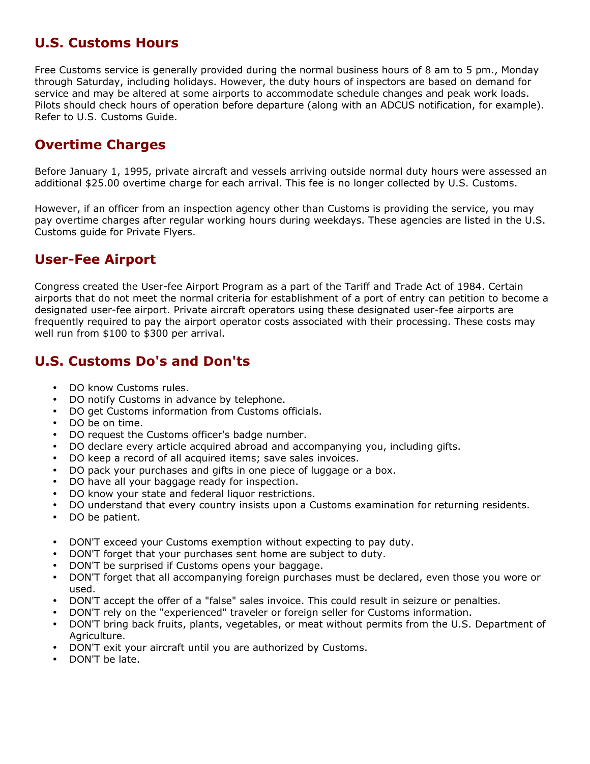## U.S. Customs Hours

Free Customs service is generally provided during the normal business hours of 8 am to 5 pm., Monday through Saturday, including holidays. However, the duty hours of inspectors are based on demand for service and may be altered at some airports to accommodate schedule changes and peak work loads. Pilots should check hours of operation before departure (along with an ADCUS notification, for example). Refer to U.S. Customs Guide.

## Overtime Charges

Before January 1, 1995, private aircraft and vessels arriving outside normal duty hours were assessed an additional $25.00 overtime charge for each arrival. This fee is no longer collected by U.S. Customs.

However, if an officer from an inspection agency other than Customs is providing the service, you may pay overtime charges after regular working hours during weekdays. These agencies are listed in the U.S. Customs guide for Private Flyers.

## User-Fee Airport

Congress created the User-fee Airport Program as a part of the Tariff and Trade Act of 1984. Certain airports that do not meet the normal criteria for establishment of a port of entry can petition to become a designated user-fee airport. Private aircraft operators using these designated user-fee airports are frequently required to pay the airport operator costs associated with their processing. These costs may well run from $100 to $300 per arrival.

## U.S. Customs Do's and Don'ts

- DO know Customs rules.
- DO notify Customs in advance by telephone.
- DO get Customs information from Customs officials.
- DO be on time.
- DO request the Customs officer's badge number.
- DO declare every article acquired abroad and accompanying you, including gifts.
- DO keep a record of all acquired items; save sales invoices.
- DO pack your purchases and gifts in one piece of luggage or a box.
- DO have all your baggage ready for inspection.
- DO know your state and federal liquor restrictions.
- DO understand that every country insists upon a Customs examination for returning residents.
- DO be patient.

- DON'T exceed your Customs exemption without expecting to pay duty.
- DON'T forget that your purchases sent home are subject to duty.
- DON'T be surprised if Customs opens your baggage.
- DON'T forget that all accompanying foreign purchases must be declared, even those you wore or used.
- DON'T accept the offer of a "false" sales invoice. This could result in seizure or penalties.
- DON'T rely on the "experienced" traveler or foreign seller for Customs information.
- DON'T bring back fruits, plants, vegetables, or meat without permits from the U.S. Department of Agriculture.
- DON'T exit your aircraft until you are authorized by Customs.
- DON'T be late.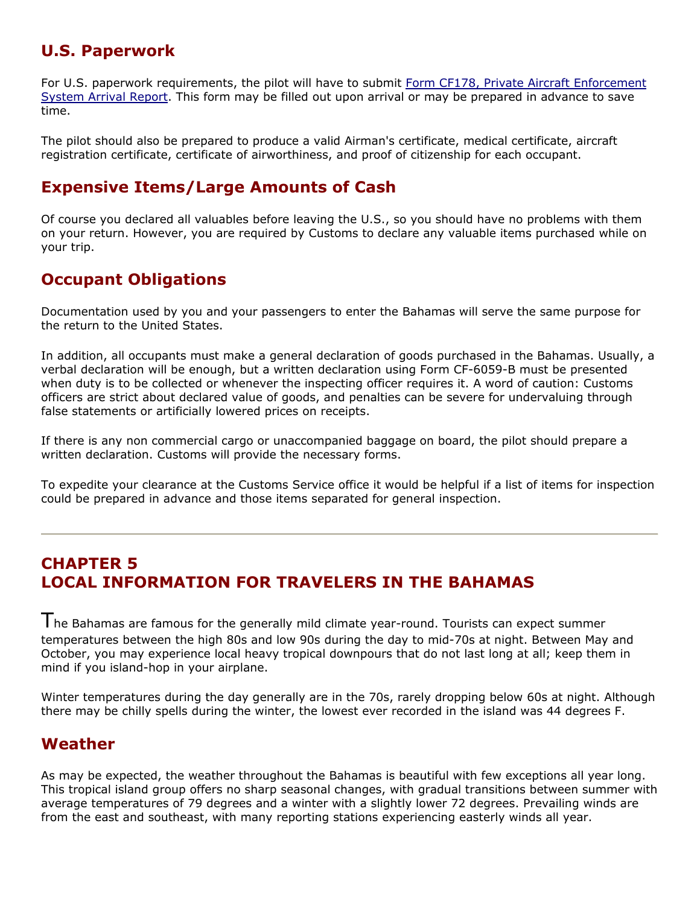## U.S. Paperwork

For U.S. paperwork requirements, the pilot will have to submit [Form CF178, Private Aircraft Enforcement System Arrival Report](). This form may be filled out upon arrival or may be prepared in advance to save time.

The pilot should also be prepared to produce a valid Airman's certificate, medical certificate, aircraft registration certificate, certificate of airworthiness, and proof of citizenship for each occupant.

## Expensive Items/Large Amounts of Cash

Of course you declared all valuables before leaving the U.S., so you should have no problems with them on your return. However, you are required by Customs to declare any valuable items purchased while on your trip.

## Occupant Obligations

Documentation used by you and your passengers to enter the Bahamas will serve the same purpose for the return to the United States.

In addition, all occupants must make a general declaration of goods purchased in the Bahamas. Usually, a verbal declaration will be enough, but a written declaration using Form CF-6059-B must be presented when duty is to be collected or whenever the inspecting officer requires it. A word of caution: Customs officers are strict about declared value of goods, and penalties can be severe for undervaluing through false statements or artificially lowered prices on receipts.

If there is any non commercial cargo or unaccompanied baggage on board, the pilot should prepare a written declaration. Customs will provide the necessary forms.

To expedite your clearance at the Customs Service office it would be helpful if a list of items for inspection could be prepared in advance and those items separated for general inspection.

---

# CHAPTER 5
# LOCAL INFORMATION FOR TRAVELERS IN THE BAHAMAS

The Bahamas are famous for the generally mild climate year-round. Tourists can expect summer temperatures between the high 80s and low 90s during the day to mid-70s at night. Between May and October, you may experience local heavy tropical downpours that do not last long at all; keep them in mind if you island-hop in your airplane.

Winter temperatures during the day generally are in the 70s, rarely dropping below 60s at night. Although there may be chilly spells during the winter, the lowest ever recorded in the island was 44 degrees F.

## Weather

As may be expected, the weather throughout the Bahamas is beautiful with few exceptions all year long. This tropical island group offers no sharp seasonal changes, with gradual transitions between summer with average temperatures of 79 degrees and a winter with a slightly lower 72 degrees. Prevailing winds are from the east and southeast, with many reporting stations experiencing easterly winds all year.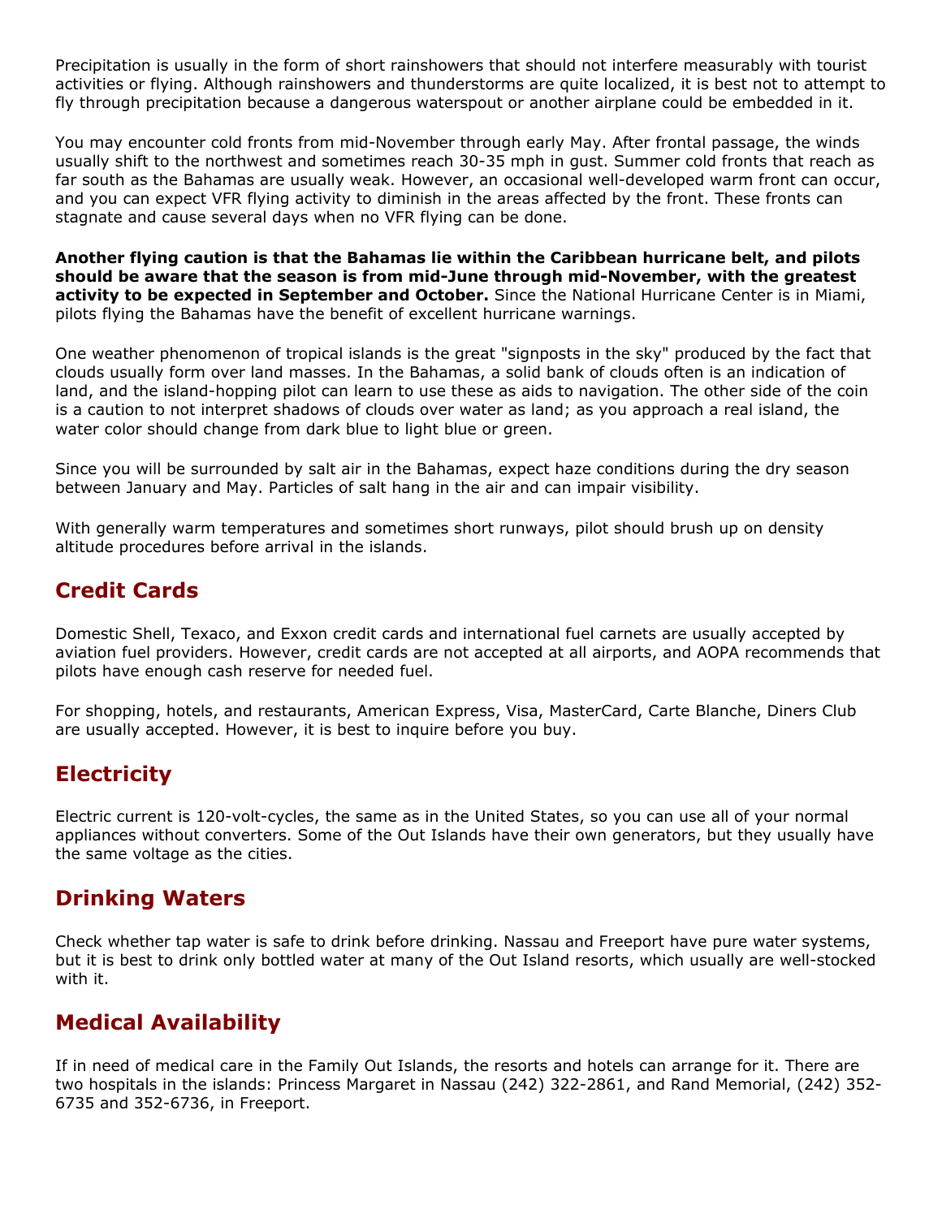Precipitation is usually in the form of short rainshowers that should not interfere measurably with tourist activities or flying. Although rainshowers and thunderstorms are quite localized, it is best not to attempt to fly through precipitation because a dangerous waterspout or another airplane could be embedded in it.

You may encounter cold fronts from mid-November through early May. After frontal passage, the winds usually shift to the northwest and sometimes reach 30-35 mph in gust. Summer cold fronts that reach as far south as the Bahamas are usually weak. However, an occasional well-developed warm front can occur, and you can expect VFR flying activity to diminish in the areas affected by the front. These fronts can stagnate and cause several days when no VFR flying can be done.

**Another flying caution is that the Bahamas lie within the Caribbean hurricane belt, and pilots should be aware that the season is from mid-June through mid-November, with the greatest activity to be expected in September and October.** Since the National Hurricane Center is in Miami, pilots flying the Bahamas have the benefit of excellent hurricane warnings.

One weather phenomenon of tropical islands is the great "signposts in the sky" produced by the fact that clouds usually form over land masses. In the Bahamas, a solid bank of clouds often is an indication of land, and the island-hopping pilot can learn to use these as aids to navigation. The other side of the coin is a caution to not interpret shadows of clouds over water as land; as you approach a real island, the water color should change from dark blue to light blue or green.

Since you will be surrounded by salt air in the Bahamas, expect haze conditions during the dry season between January and May. Particles of salt hang in the air and can impair visibility.

With generally warm temperatures and sometimes short runways, pilot should brush up on density altitude procedures before arrival in the islands.

## Credit Cards

Domestic Shell, Texaco, and Exxon credit cards and international fuel carnets are usually accepted by aviation fuel providers. However, credit cards are not accepted at all airports, and AOPA recommends that pilots have enough cash reserve for needed fuel.

For shopping, hotels, and restaurants, American Express, Visa, MasterCard, Carte Blanche, Diners Club are usually accepted. However, it is best to inquire before you buy.

## Electricity

Electric current is 120-volt-cycles, the same as in the United States, so you can use all of your normal appliances without converters. Some of the Out Islands have their own generators, but they usually have the same voltage as the cities.

## Drinking Waters

Check whether tap water is safe to drink before drinking. Nassau and Freeport have pure water systems, but it is best to drink only bottled water at many of the Out Island resorts, which usually are well-stocked with it.

## Medical Availability

If in need of medical care in the Family Out Islands, the resorts and hotels can arrange for it. There are two hospitals in the islands: Princess Margaret in Nassau (242) 322-2861, and Rand Memorial, (242) 352-6735 and 352-6736, in Freeport.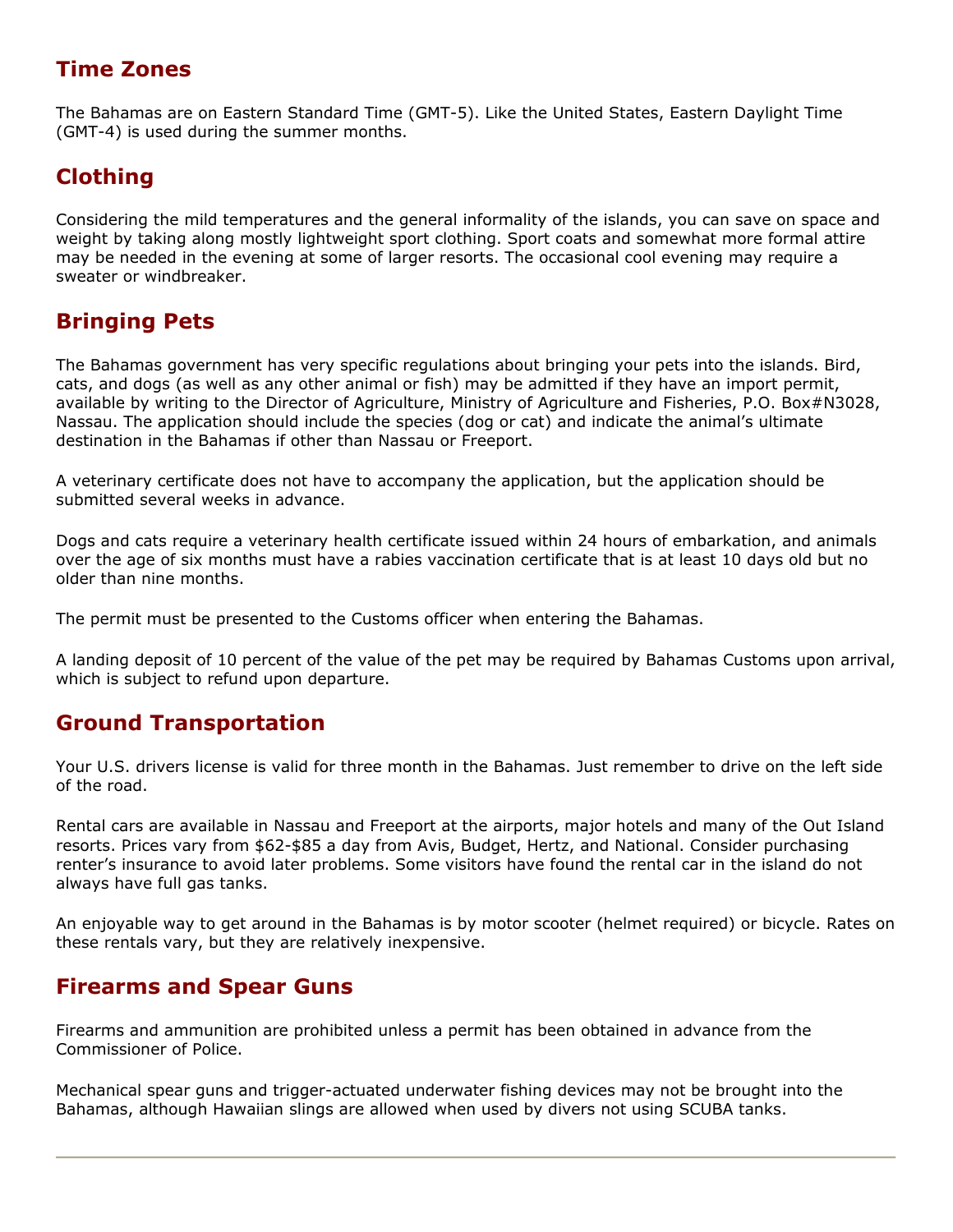## Time Zones

The Bahamas are on Eastern Standard Time (GMT-5). Like the United States, Eastern Daylight Time (GMT-4) is used during the summer months.

## Clothing

Considering the mild temperatures and the general informality of the islands, you can save on space and weight by taking along mostly lightweight sport clothing. Sport coats and somewhat more formal attire may be needed in the evening at some of larger resorts. The occasional cool evening may require a sweater or windbreaker.

## Bringing Pets

The Bahamas government has very specific regulations about bringing your pets into the islands. Bird, cats, and dogs (as well as any other animal or fish) may be admitted if they have an import permit, available by writing to the Director of Agriculture, Ministry of Agriculture and Fisheries, P.O. Box#N3028, Nassau. The application should include the species (dog or cat) and indicate the animal's ultimate destination in the Bahamas if other than Nassau or Freeport.

A veterinary certificate does not have to accompany the application, but the application should be submitted several weeks in advance.

Dogs and cats require a veterinary health certificate issued within 24 hours of embarkation, and animals over the age of six months must have a rabies vaccination certificate that is at least 10 days old but no older than nine months.

The permit must be presented to the Customs officer when entering the Bahamas.

A landing deposit of 10 percent of the value of the pet may be required by Bahamas Customs upon arrival, which is subject to refund upon departure.

## Ground Transportation

Your U.S. drivers license is valid for three month in the Bahamas. Just remember to drive on the left side of the road.

Rental cars are available in Nassau and Freeport at the airports, major hotels and many of the Out Island resorts. Prices vary from $62-$85 a day from Avis, Budget, Hertz, and National. Consider purchasing renter's insurance to avoid later problems. Some visitors have found the rental car in the island do not always have full gas tanks.

An enjoyable way to get around in the Bahamas is by motor scooter (helmet required) or bicycle. Rates on these rentals vary, but they are relatively inexpensive.

## Firearms and Spear Guns

Firearms and ammunition are prohibited unless a permit has been obtained in advance from the Commissioner of Police.

Mechanical spear guns and trigger-actuated underwater fishing devices may not be brought into the Bahamas, although Hawaiian slings are allowed when used by divers not using SCUBA tanks.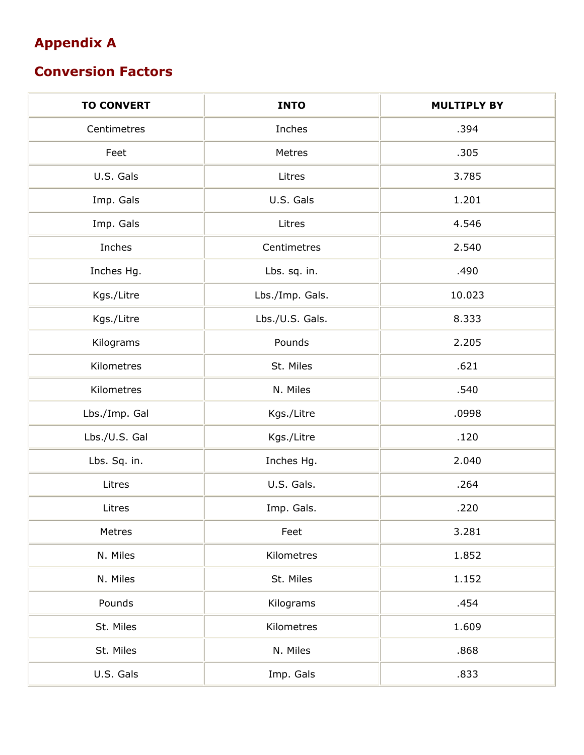# Appendix A

## Conversion Factors

| TO CONVERT | INTO | MULTIPLY BY |
|---|---|---|
| Centimetres | Inches | .394 |
| Feet | Metres | .305 |
| U.S. Gals | Litres | 3.785 |
| Imp. Gals | U.S. Gals | 1.201 |
| Imp. Gals | Litres | 4.546 |
| Inches | Centimetres | 2.540 |
| Inches Hg. | Lbs. sq. in. | .490 |
| Kgs./Litre | Lbs./Imp. Gals. | 10.023 |
| Kgs./Litre | Lbs./U.S. Gals. | 8.333 |
| Kilograms | Pounds | 2.205 |
| Kilometres | St. Miles | .621 |
| Kilometres | N. Miles | .540 |
| Lbs./Imp. Gal | Kgs./Litre | .0998 |
| Lbs./U.S. Gal | Kgs./Litre | .120 |
| Lbs. Sq. in. | Inches Hg. | 2.040 |
| Litres | U.S. Gals. | .264 |
| Litres | Imp. Gals. | .220 |
| Metres | Feet | 3.281 |
| N. Miles | Kilometres | 1.852 |
| N. Miles | St. Miles | 1.152 |
| Pounds | Kilograms | .454 |
| St. Miles | Kilometres | 1.609 |
| St. Miles | N. Miles | .868 |
| U.S. Gals | Imp. Gals | .833 |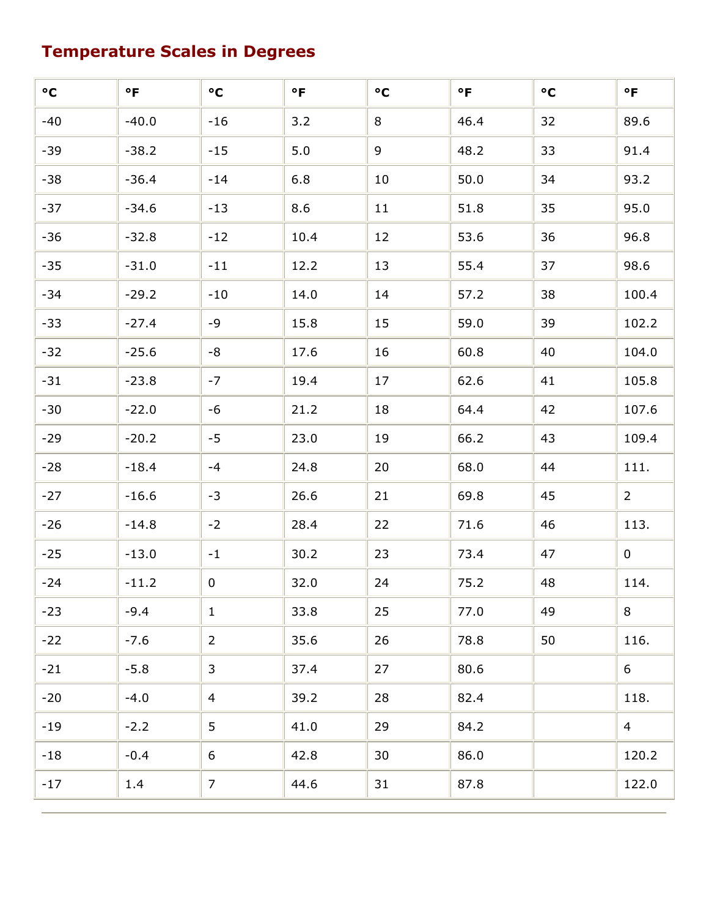## Temperature Scales in Degrees

| °C | °F | °C | °F | °C | °F | °C | °F |
|---|---|---|---|---|---|---|---|
| -40 | -40.0 | -16 | 3.2 | 8 | 46.4 | 32 | 89.6 |
| -39 | -38.2 | -15 | 5.0 | 9 | 48.2 | 33 | 91.4 |
| -38 | -36.4 | -14 | 6.8 | 10 | 50.0 | 34 | 93.2 |
| -37 | -34.6 | -13 | 8.6 | 11 | 51.8 | 35 | 95.0 |
| -36 | -32.8 | -12 | 10.4 | 12 | 53.6 | 36 | 96.8 |
| -35 | -31.0 | -11 | 12.2 | 13 | 55.4 | 37 | 98.6 |
| -34 | -29.2 | -10 | 14.0 | 14 | 57.2 | 38 | 100.4 |
| -33 | -27.4 | -9 | 15.8 | 15 | 59.0 | 39 | 102.2 |
| -32 | -25.6 | -8 | 17.6 | 16 | 60.8 | 40 | 104.0 |
| -31 | -23.8 | -7 | 19.4 | 17 | 62.6 | 41 | 105.8 |
| -30 | -22.0 | -6 | 21.2 | 18 | 64.4 | 42 | 107.6 |
| -29 | -20.2 | -5 | 23.0 | 19 | 66.2 | 43 | 109.4 |
| -28 | -18.4 | -4 | 24.8 | 20 | 68.0 | 44 | 111. |
| -27 | -16.6 | -3 | 26.6 | 21 | 69.8 | 45 | 2 |
| -26 | -14.8 | -2 | 28.4 | 22 | 71.6 | 46 | 113. |
| -25 | -13.0 | -1 | 30.2 | 23 | 73.4 | 47 | 0 |
| -24 | -11.2 | 0 | 32.0 | 24 | 75.2 | 48 | 114. |
| -23 | -9.4 | 1 | 33.8 | 25 | 77.0 | 49 | 8 |
| -22 | -7.6 | 2 | 35.6 | 26 | 78.8 | 50 | 116. |
| -21 | -5.8 | 3 | 37.4 | 27 | 80.6 | | 6 |
| -20 | -4.0 | 4 | 39.2 | 28 | 82.4 | | 118. |
| -19 | -2.2 | 5 | 41.0 | 29 | 84.2 | | 4 |
| -18 | -0.4 | 6 | 42.8 | 30 | 86.0 | | 120.2 |
| -17 | 1.4 | 7 | 44.6 | 31 | 87.8 | | 122.0 |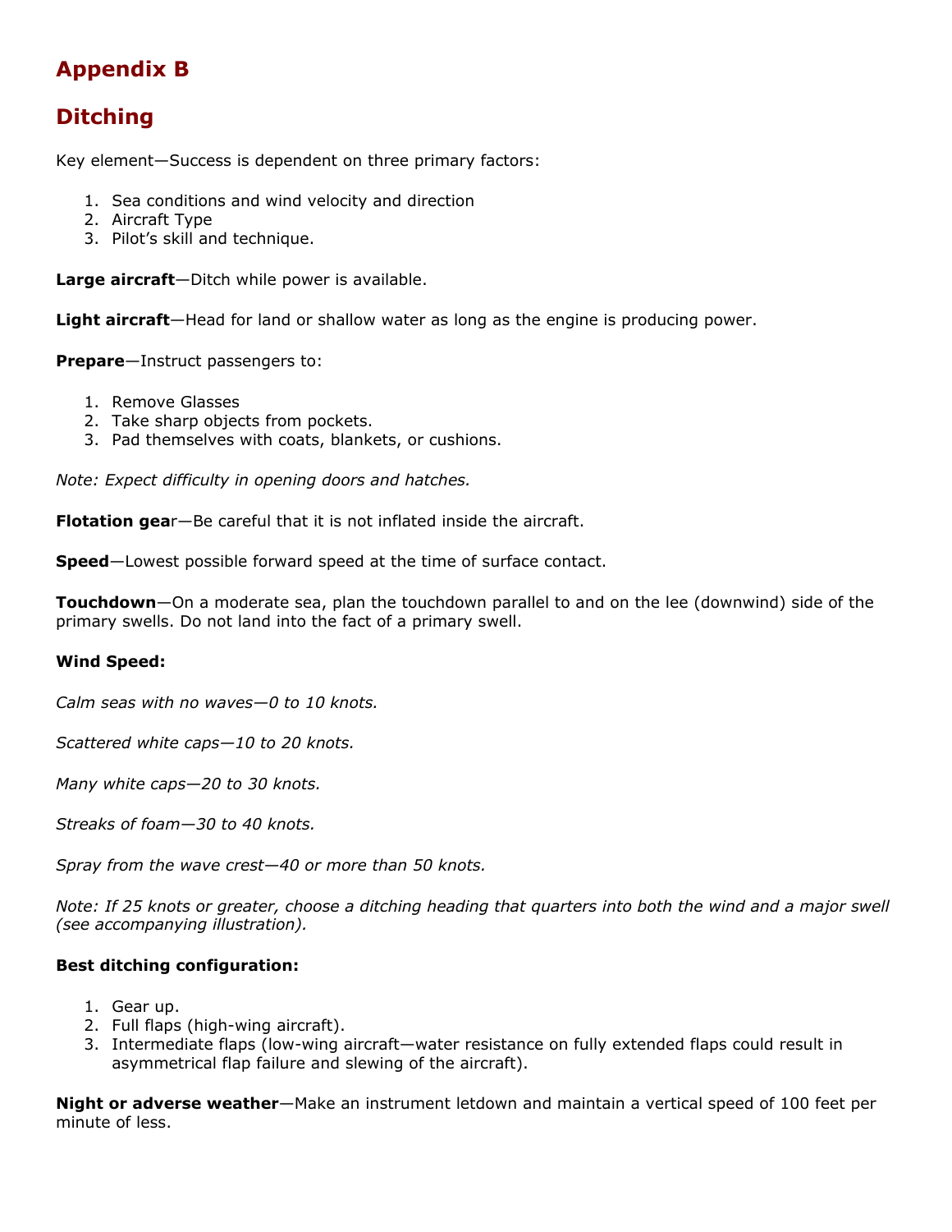# Appendix B

# Ditching

Key element—Success is dependent on three primary factors:

1. Sea conditions and wind velocity and direction
2. Aircraft Type
3. Pilot's skill and technique.

**Large aircraft**—Ditch while power is available.

**Light aircraft**—Head for land or shallow water as long as the engine is producing power.

**Prepare**—Instruct passengers to:

1. Remove Glasses
2. Take sharp objects from pockets.
3. Pad themselves with coats, blankets, or cushions.

*Note: Expect difficulty in opening doors and hatches.*

**Flotation gea**r—Be careful that it is not inflated inside the aircraft.

**Speed**—Lowest possible forward speed at the time of surface contact.

**Touchdown**—On a moderate sea, plan the touchdown parallel to and on the lee (downwind) side of the primary swells. Do not land into the fact of a primary swell.

**Wind Speed:**

*Calm seas with no waves—0 to 10 knots.*

*Scattered white caps—10 to 20 knots.*

*Many white caps—20 to 30 knots.*

*Streaks of foam—30 to 40 knots.*

*Spray from the wave crest—40 or more than 50 knots.*

*Note: If 25 knots or greater, choose a ditching heading that quarters into both the wind and a major swell (see accompanying illustration).*

**Best ditching configuration:**

1. Gear up.
2. Full flaps (high-wing aircraft).
3. Intermediate flaps (low-wing aircraft—water resistance on fully extended flaps could result in asymmetrical flap failure and slewing of the aircraft).

**Night or adverse weather**—Make an instrument letdown and maintain a vertical speed of 100 feet per minute of less.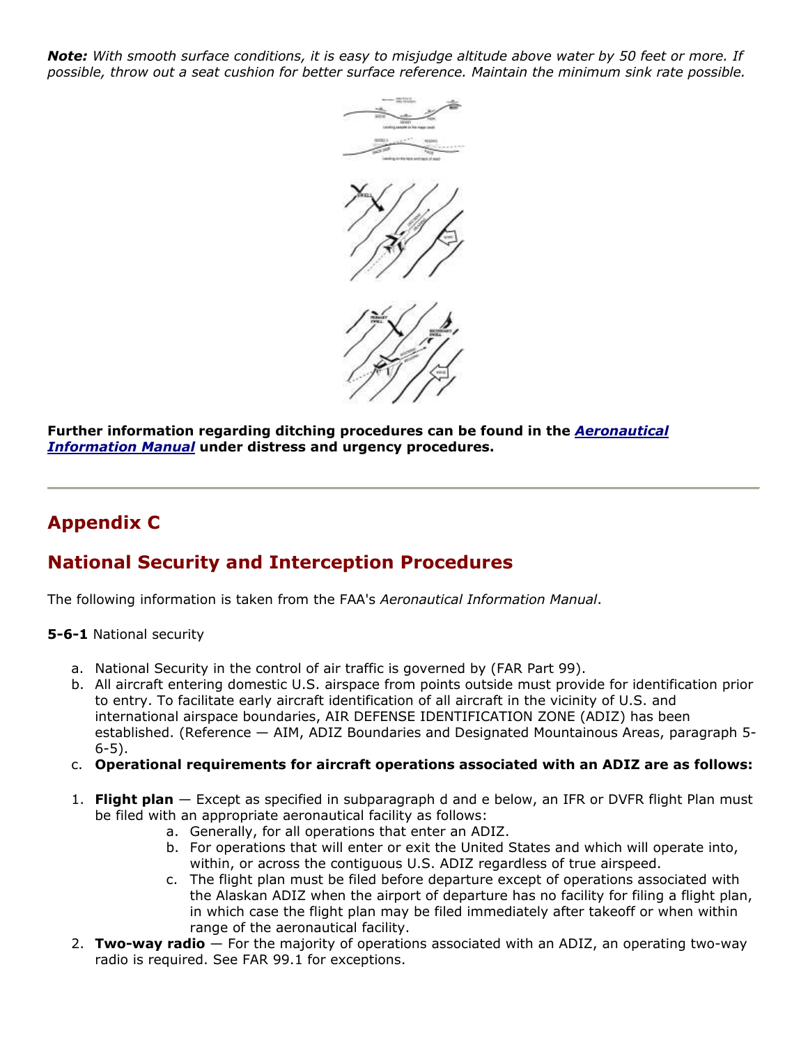***Note:*** *With smooth surface conditions, it is easy to misjudge altitude above water by 50 feet or more. If possible, throw out a seat cushion for better surface reference. Maintain the minimum sink rate possible.*

**Further information regarding ditching procedures can be found in the *Aeronautical Information Manual* under distress and urgency procedures.**

---

## Appendix C

## National Security and Interception Procedures

The following information is taken from the FAA's *Aeronautical Information Manual*.

**5-6-1** National security

a. National Security in the control of air traffic is governed by (FAR Part 99).
b. All aircraft entering domestic U.S. airspace from points outside must provide for identification prior to entry. To facilitate early aircraft identification of all aircraft in the vicinity of U.S. and international airspace boundaries, AIR DEFENSE IDENTIFICATION ZONE (ADIZ) has been established. (Reference — AIM, ADIZ Boundaries and Designated Mountainous Areas, paragraph 5-6-5).
c. **Operational requirements for aircraft operations associated with an ADIZ are as follows:**

1. **Flight plan** — Except as specified in subparagraph d and e below, an IFR or DVFR flight Plan must be filed with an appropriate aeronautical facility as follows:
    a. Generally, for all operations that enter an ADIZ.
    b. For operations that will enter or exit the United States and which will operate into, within, or across the contiguous U.S. ADIZ regardless of true airspeed.
    c. The flight plan must be filed before departure except of operations associated with the Alaskan ADIZ when the airport of departure has no facility for filing a flight plan, in which case the flight plan may be filed immediately after takeoff or when within range of the aeronautical facility.
2. **Two-way radio** — For the majority of operations associated with an ADIZ, an operating two-way radio is required. See FAR 99.1 for exceptions.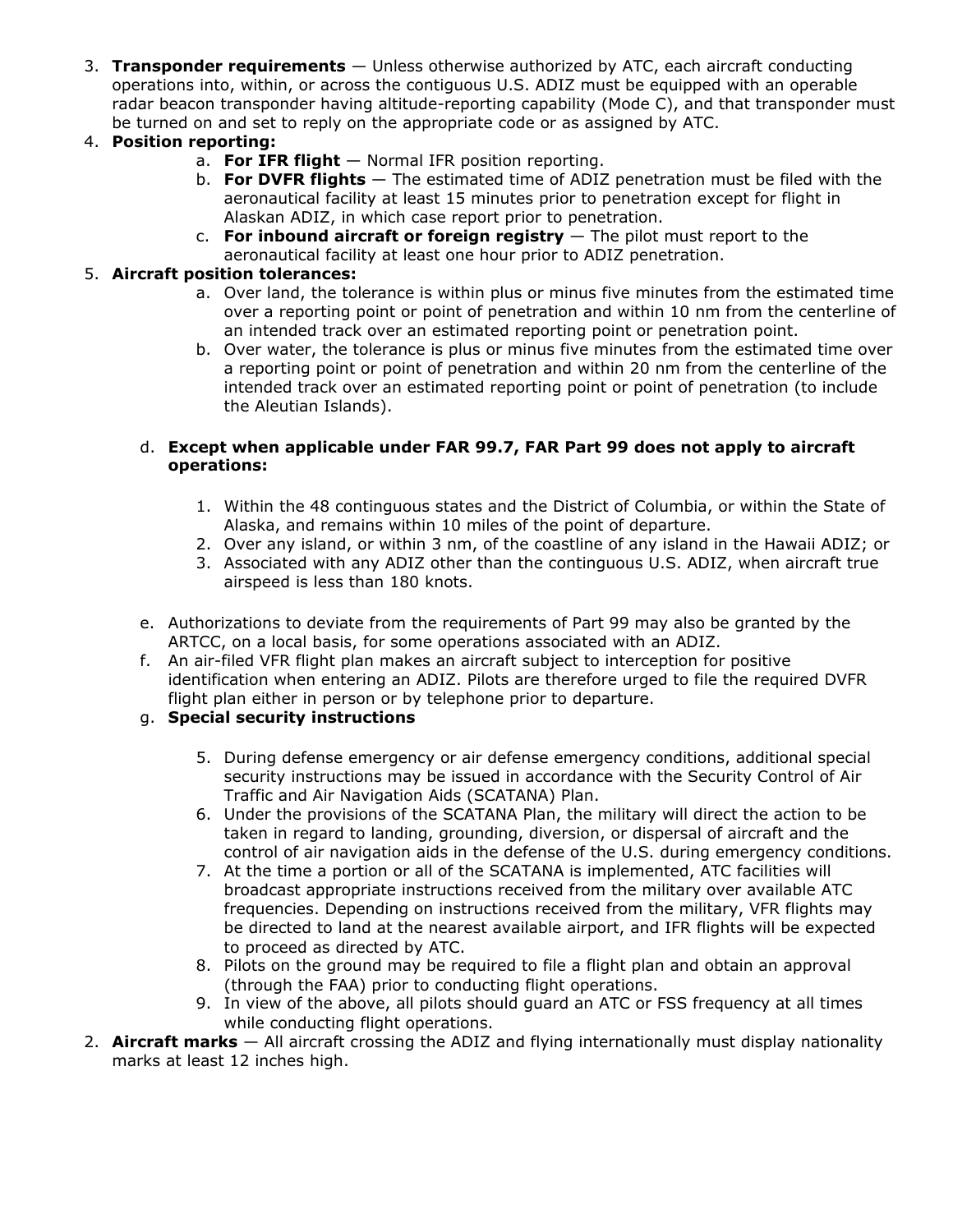3. **Transponder requirements** — Unless otherwise authorized by ATC, each aircraft conducting operations into, within, or across the contiguous U.S. ADIZ must be equipped with an operable radar beacon transponder having altitude-reporting capability (Mode C), and that transponder must be turned on and set to reply on the appropriate code or as assigned by ATC.
4. **Position reporting:**
    a. **For IFR flight** — Normal IFR position reporting.
    b. **For DVFR flights** — The estimated time of ADIZ penetration must be filed with the aeronautical facility at least 15 minutes prior to penetration except for flight in Alaskan ADIZ, in which case report prior to penetration.
    c. **For inbound aircraft or foreign registry** — The pilot must report to the aeronautical facility at least one hour prior to ADIZ penetration.
5. **Aircraft position tolerances:**
    a. Over land, the tolerance is within plus or minus five minutes from the estimated time over a reporting point or point of penetration and within 10 nm from the centerline of an intended track over an estimated reporting point or penetration point.
    b. Over water, the tolerance is plus or minus five minutes from the estimated time over a reporting point or point of penetration and within 20 nm from the centerline of the intended track over an estimated reporting point or point of penetration (to include the Aleutian Islands).

d. **Except when applicable under FAR 99.7, FAR Part 99 does not apply to aircraft operations:**

1. Within the 48 contingous states and the District of Columbia, or within the State of Alaska, and remains within 10 miles of the point of departure.
2. Over any island, or within 3 nm, of the coastline of any island in the Hawaii ADIZ; or
3. Associated with any ADIZ other than the contingous U.S. ADIZ, when aircraft true airspeed is less than 180 knots.

e. Authorizations to deviate from the requirements of Part 99 may also be granted by the ARTCC, on a local basis, for some operations associated with an ADIZ.

f. An air-filed VFR flight plan makes an aircraft subject to interception for positive identification when entering an ADIZ. Pilots are therefore urged to file the required DVFR flight plan either in person or by telephone prior to departure.

g. **Special security instructions**

5. During defense emergency or air defense emergency conditions, additional special security instructions may be issued in accordance with the Security Control of Air Traffic and Air Navigation Aids (SCATANA) Plan.
6. Under the provisions of the SCATANA Plan, the military will direct the action to be taken in regard to landing, grounding, diversion, or dispersal of aircraft and the control of air navigation aids in the defense of the U.S. during emergency conditions.
7. At the time a portion or all of the SCATANA is implemented, ATC facilities will broadcast appropriate instructions received from the military over available ATC frequencies. Depending on instructions received from the military, VFR flights may be directed to land at the nearest available airport, and IFR flights will be expected to proceed as directed by ATC.
8. Pilots on the ground may be required to file a flight plan and obtain an approval (through the FAA) prior to conducting flight operations.
9. In view of the above, all pilots should guard an ATC or FSS frequency at all times while conducting flight operations.

2. **Aircraft marks** — All aircraft crossing the ADIZ and flying internationally must display nationality marks at least 12 inches high.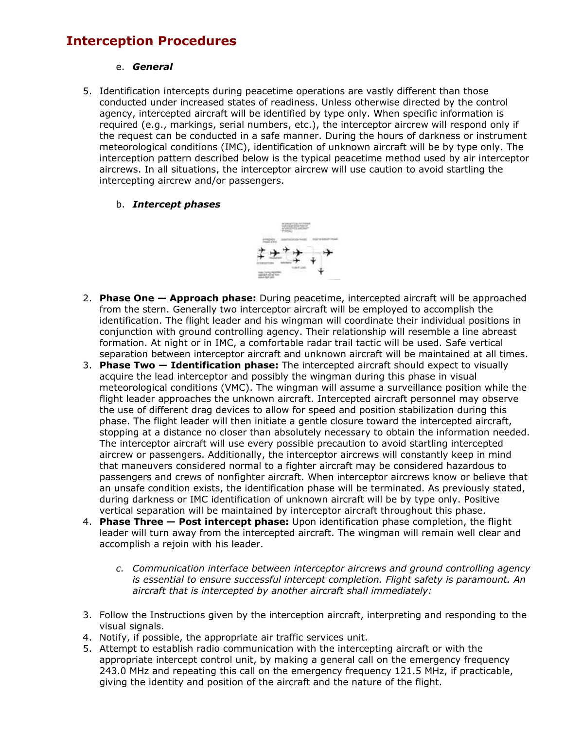## Interception Procedures

e. ***General***

5. Identification intercepts during peacetime operations are vastly different than those conducted under increased states of readiness. Unless otherwise directed by the control agency, intercepted aircraft will be identified by type only. When specific information is required (e.g., markings, serial numbers, etc.), the interceptor aircrew will respond only if the request can be conducted in a safe manner. During the hours of darkness or instrument meteorological conditions (IMC), identification of unknown aircraft will be by type only. The interception pattern described below is the typical peacetime method used by air interceptor aircrews. In all situations, the interceptor aircrew will use caution to avoid startling the intercepting aircrew and/or passengers.

b. ***Intercept phases***

2. **Phase One — Approach phase:** During peacetime, intercepted aircraft will be approached from the stern. Generally two interceptor aircraft will be employed to accomplish the identification. The flight leader and his wingman will coordinate their individual positions in conjunction with ground controlling agency. Their relationship will resemble a line abreast formation. At night or in IMC, a comfortable radar trail tactic will be used. Safe vertical separation between interceptor aircraft and unknown aircraft will be maintained at all times.
3. **Phase Two — Identification phase:** The intercepted aircraft should expect to visually acquire the lead interceptor and possibly the wingman during this phase in visual meteorological conditions (VMC). The wingman will assume a surveillance position while the flight leader approaches the unknown aircraft. Intercepted aircraft personnel may observe the use of different drag devices to allow for speed and position stabilization during this phase. The flight leader will then initiate a gentle closure toward the intercepted aircraft, stopping at a distance no closer than absolutely necessary to obtain the information needed. The interceptor aircraft will use every possible precaution to avoid startling intercepted aircrew or passengers. Additionally, the interceptor aircrews will constantly keep in mind that maneuvers considered normal to a fighter aircraft may be considered hazardous to passengers and crews of nonfighter aircraft. When interceptor aircrews know or believe that an unsafe condition exists, the identification phase will be terminated. As previously stated, during darkness or IMC identification of unknown aircraft will be by type only. Positive vertical separation will be maintained by interceptor aircraft throughout this phase.
4. **Phase Three — Post intercept phase:** Upon identification phase completion, the flight leader will turn away from the intercepted aircraft. The wingman will remain well clear and accomplish a rejoin with his leader.

c. *Communication interface between interceptor aircrews and ground controlling agency is essential to ensure successful intercept completion. Flight safety is paramount. An aircraft that is intercepted by another aircraft shall immediately:*

3. Follow the Instructions given by the interception aircraft, interpreting and responding to the visual signals.
4. Notify, if possible, the appropriate air traffic services unit.
5. Attempt to establish radio communication with the intercepting aircraft or with the appropriate intercept control unit, by making a general call on the emergency frequency 243.0 MHz and repeating this call on the emergency frequency 121.5 MHz, if practicable, giving the identity and position of the aircraft and the nature of the flight.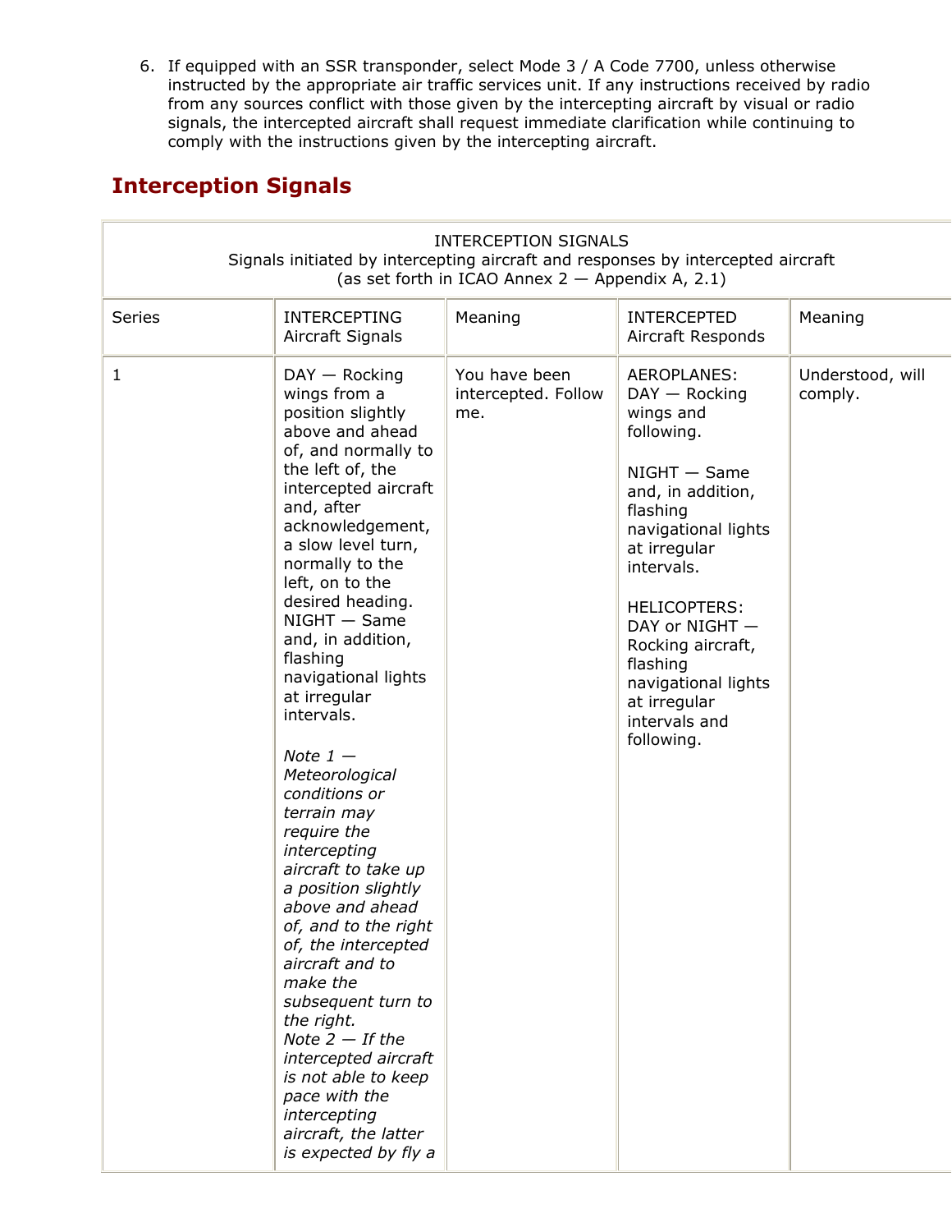6. If equipped with an SSR transponder, select Mode 3 / A Code 7700, unless otherwise instructed by the appropriate air traffic services unit. If any instructions received by radio from any sources conflict with those given by the intercepting aircraft by visual or radio signals, the intercepted aircraft shall request immediate clarification while continuing to comply with the instructions given by the intercepting aircraft.

## Interception Signals

| INTERCEPTION SIGNALS<br>Signals initiated by intercepting aircraft and responses by intercepted aircraft<br>(as set forth in ICAO Annex 2 — Appendix A, 2.1) | | | | |
|---|---|---|---|---|
| Series | INTERCEPTING Aircraft Signals | Meaning | INTERCEPTED Aircraft Responds | Meaning |
| 1 | DAY — Rocking wings from a position slightly above and ahead of, and normally to the left of, the intercepted aircraft and, after acknowledgement, a slow level turn, normally to the left, on to the desired heading.<br>NIGHT — Same and, in addition, flashing navigational lights at irregular intervals.<br><br>*Note 1 — Meteorological conditions or terrain may require the intercepting aircraft to take up a position slightly above and ahead of, and to the right of, the intercepted aircraft and to make the subsequent turn to the right.*<br>*Note 2 — If the intercepted aircraft is not able to keep pace with the intercepting aircraft, the latter is expected by fly a* | You have been intercepted. Follow me. | AEROPLANES:<br>DAY — Rocking wings and following.<br><br>NIGHT — Same and, in addition, flashing navigational lights at irregular intervals.<br><br>HELICOPTERS:<br>DAY or NIGHT — Rocking aircraft, flashing navigational lights at irregular intervals and following. | Understood, will comply. |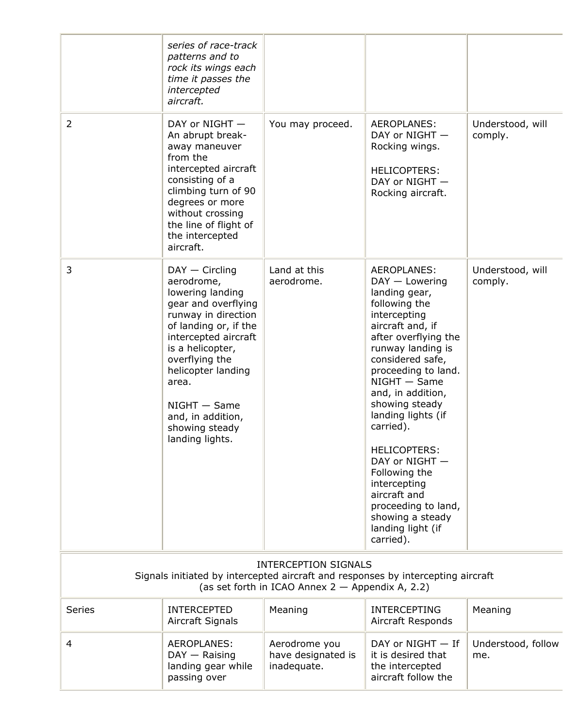|   | *series of race-track patterns and to rock its wings each time it passes the intercepted aircraft.* |   |   |   |
|---|---|---|---|---|
| 2 | DAY or NIGHT — An abrupt break-away maneuver from the intercepted aircraft consisting of a climbing turn of 90 degrees or more without crossing the line of flight of the intercepted aircraft. | You may proceed. | AEROPLANES: DAY or NIGHT — Rocking wings.<br><br>HELICOPTERS: DAY or NIGHT — Rocking aircraft. | Understood, will comply. |
| 3 | DAY — Circling aerodrome, lowering landing gear and overflying runway in direction of landing or, if the intercepted aircraft is a helicopter, overflying the helicopter landing area.<br><br>NIGHT — Same and, in addition, showing steady landing lights. | Land at this aerodrome. | AEROPLANES: DAY — Lowering landing gear, following the intercepting aircraft and, if after overflying the runway landing is considered safe, proceeding to land. NIGHT — Same and, in addition, showing steady landing lights (if carried).<br><br>HELICOPTERS: DAY or NIGHT — Following the intercepting aircraft and proceeding to land, showing a steady landing light (if carried). | Understood, will comply. |

INTERCEPTION SIGNALS
Signals initiated by intercepted aircraft and responses by intercepting aircraft
(as set forth in ICAO Annex 2 — Appendix A, 2.2)

| Series | INTERCEPTED Aircraft Signals | Meaning | INTERCEPTING Aircraft Responds | Meaning |
|---|---|---|---|---|
| 4 | AEROPLANES: DAY — Raising landing gear while passing over | Aerodrome you have designated is inadequate. | DAY or NIGHT — If it is desired that the intercepted aircraft follow the | Understood, follow me. |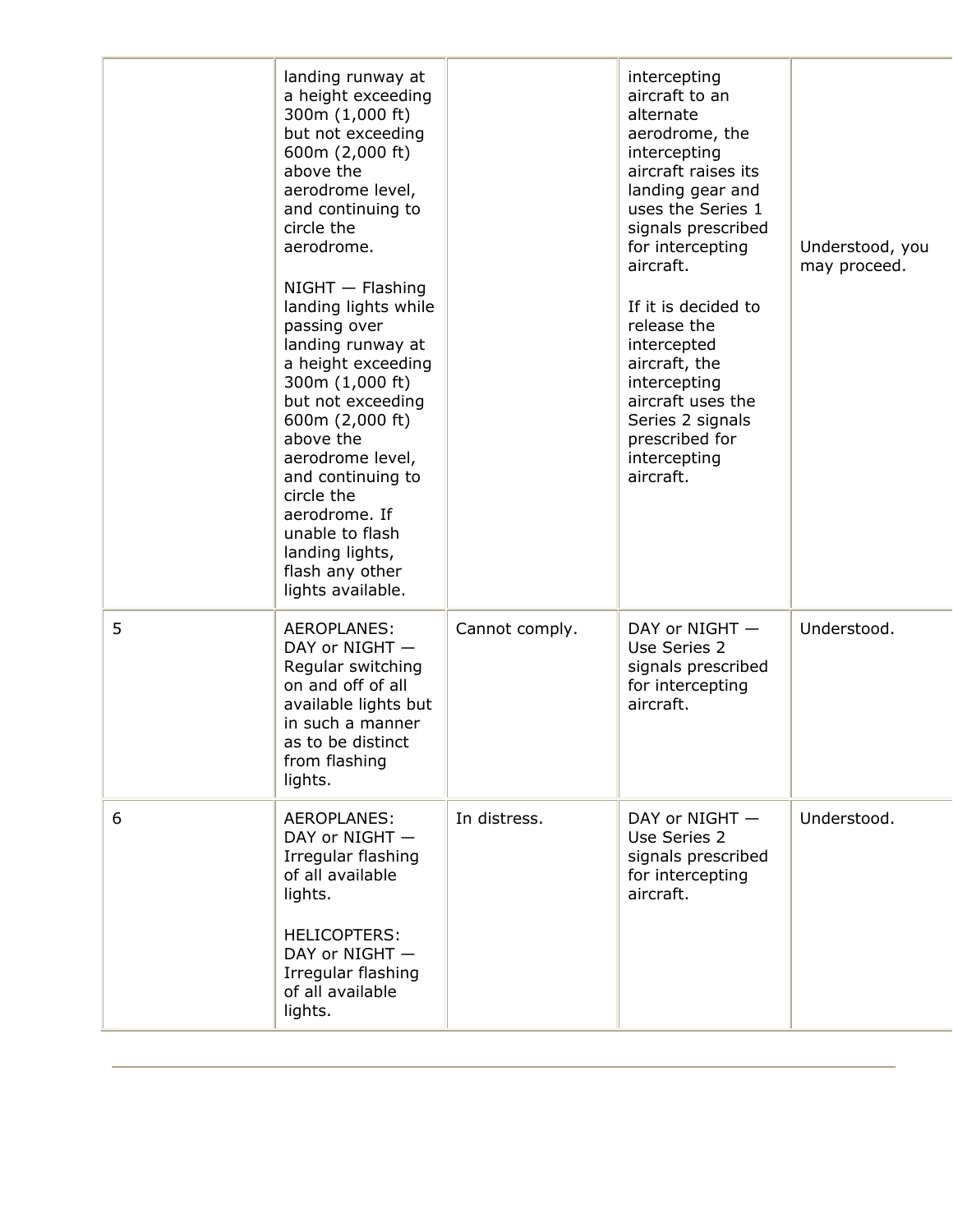| | | | | |
|---|---|---|---|---|
| | landing runway at a height exceeding 300m (1,000 ft) but not exceeding 600m (2,000 ft) above the aerodrome level, and continuing to circle the aerodrome.<br><br>NIGHT — Flashing landing lights while passing over landing runway at a height exceeding 300m (1,000 ft) but not exceeding 600m (2,000 ft) above the aerodrome level, and continuing to circle the aerodrome. If unable to flash landing lights, flash any other lights available. | | intercepting aircraft to an alternate aerodrome, the intercepting aircraft raises its landing gear and uses the Series 1 signals prescribed for intercepting aircraft.<br><br>If it is decided to release the intercepted aircraft, the intercepting aircraft uses the Series 2 signals prescribed for intercepting aircraft. | Understood, you may proceed. |
| 5 | AEROPLANES:<br>DAY or NIGHT — Regular switching on and off of all available lights but in such a manner as to be distinct from flashing lights. | Cannot comply. | DAY or NIGHT — Use Series 2 signals prescribed for intercepting aircraft. | Understood. |
| 6 | AEROPLANES:<br>DAY or NIGHT — Irregular flashing of all available lights.<br><br>HELICOPTERS:<br>DAY or NIGHT — Irregular flashing of all available lights. | In distress. | DAY or NIGHT — Use Series 2 signals prescribed for intercepting aircraft. | Understood. |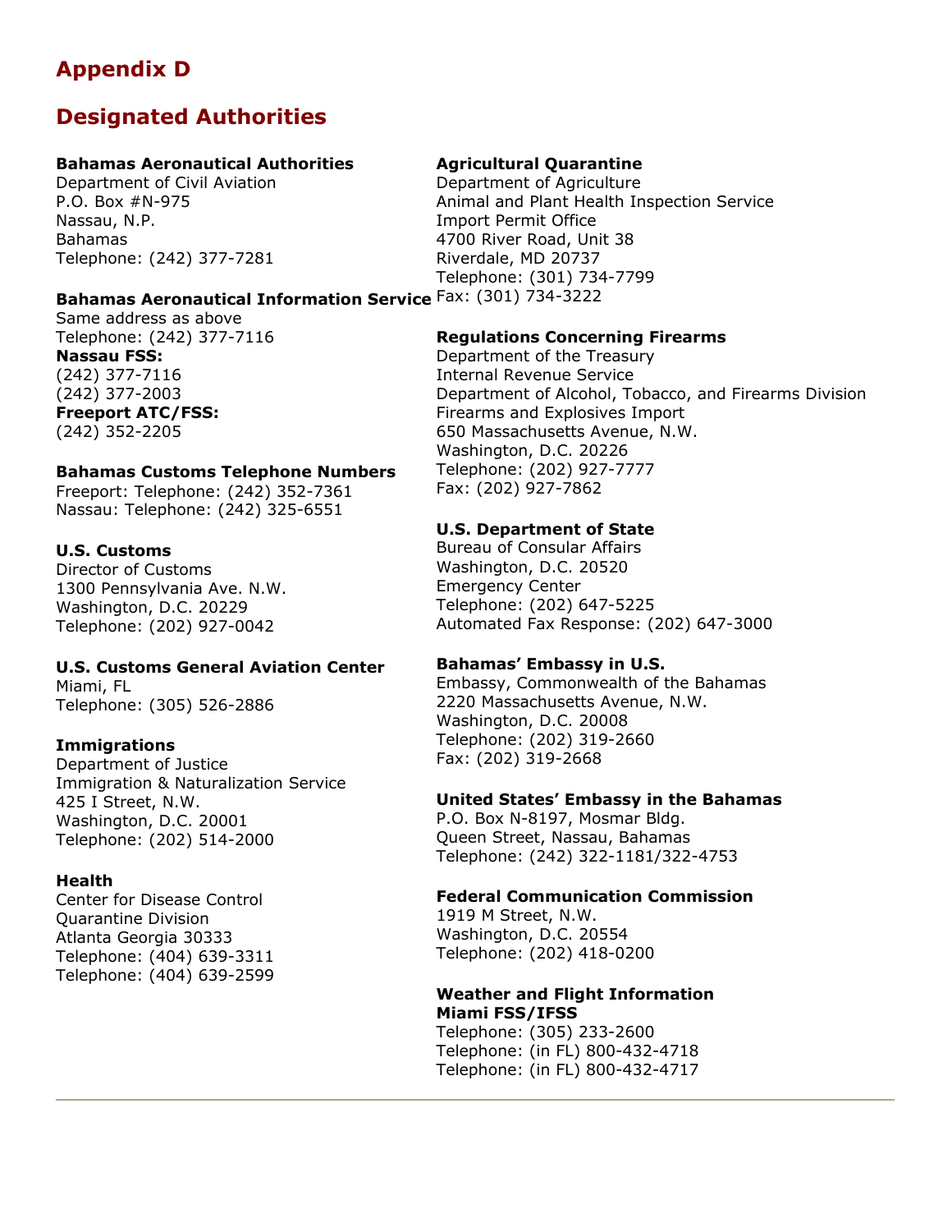# Appendix D

## Designated Authorities

**Bahamas Aeronautical Authorities**
Department of Civil Aviation
P.O. Box #N-975
Nassau, N.P.
Bahamas
Telephone: (242) 377-7281

**Bahamas Aeronautical Information Service**
Same address as above
Telephone: (242) 377-7116
**Nassau FSS:**
(242) 377-7116
(242) 377-2003
**Freeport ATC/FSS:**
(242) 352-2205

**Bahamas Customs Telephone Numbers**
Freeport: Telephone: (242) 352-7361
Nassau: Telephone: (242) 325-6551

**U.S. Customs**
Director of Customs
1300 Pennsylvania Ave. N.W.
Washington, D.C. 20229
Telephone: (202) 927-0042

**U.S. Customs General Aviation Center**
Miami, FL
Telephone: (305) 526-2886

**Immigrations**
Department of Justice
Immigration & Naturalization Service
425 I Street, N.W.
Washington, D.C. 20001
Telephone: (202) 514-2000

**Health**
Center for Disease Control
Quarantine Division
Atlanta Georgia 30333
Telephone: (404) 639-3311
Telephone: (404) 639-2599

**Agricultural Quarantine**
Department of Agriculture
Animal and Plant Health Inspection Service
Import Permit Office
4700 River Road, Unit 38
Riverdale, MD 20737
Telephone: (301) 734-7799
Fax: (301) 734-3222

**Regulations Concerning Firearms**
Department of the Treasury
Internal Revenue Service
Department of Alcohol, Tobacco, and Firearms Division
Firearms and Explosives Import
650 Massachusetts Avenue, N.W.
Washington, D.C. 20226
Telephone: (202) 927-7777
Fax: (202) 927-7862

**U.S. Department of State**
Bureau of Consular Affairs
Washington, D.C. 20520
Emergency Center
Telephone: (202) 647-5225
Automated Fax Response: (202) 647-3000

**Bahamas' Embassy in U.S.**
Embassy, Commonwealth of the Bahamas
2220 Massachusetts Avenue, N.W.
Washington, D.C. 20008
Telephone: (202) 319-2660
Fax: (202) 319-2668

**United States' Embassy in the Bahamas**
P.O. Box N-8197, Mosmar Bldg.
Queen Street, Nassau, Bahamas
Telephone: (242) 322-1181/322-4753

**Federal Communication Commission**
1919 M Street, N.W.
Washington, D.C. 20554
Telephone: (202) 418-0200

**Weather and Flight Information**
**Miami FSS/IFSS**
Telephone: (305) 233-2600
Telephone: (in FL) 800-432-4718
Telephone: (in FL) 800-432-4717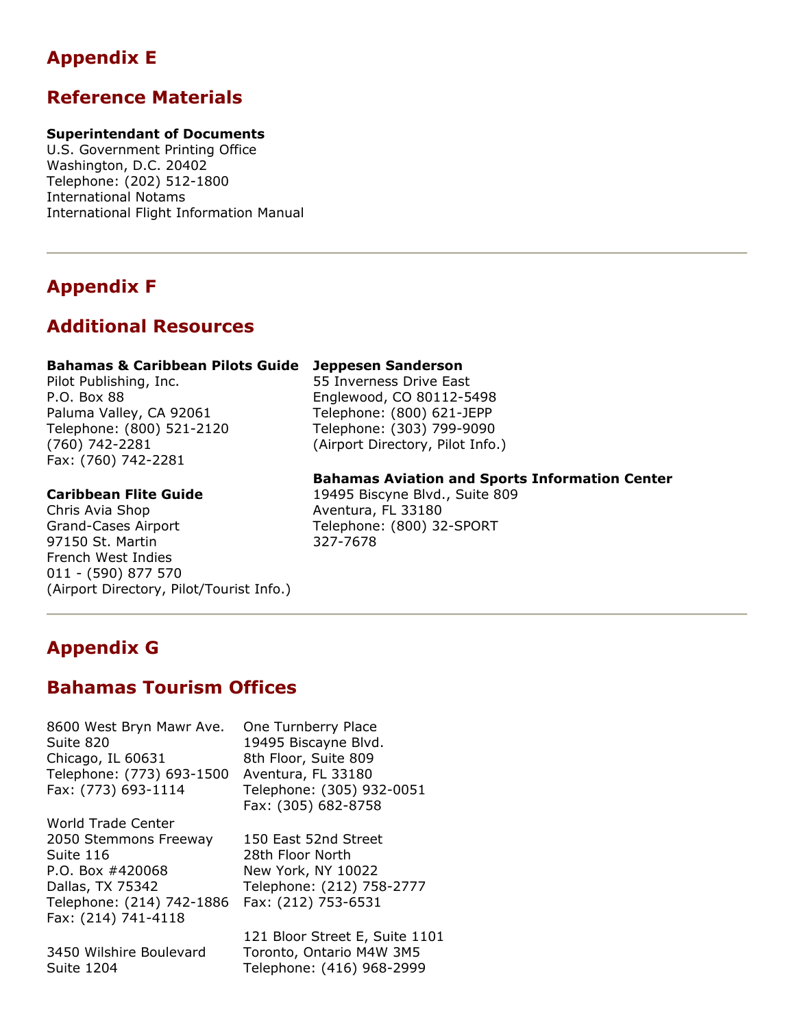## Appendix E

## Reference Materials

**Superintendant of Documents**
U.S. Government Printing Office
Washington, D.C. 20402
Telephone: (202) 512-1800
International Notams
International Flight Information Manual

---

## Appendix F

## Additional Resources

**Bahamas & Caribbean Pilots Guide**
Pilot Publishing, Inc.
P.O. Box 88
Paluma Valley, CA 92061
Telephone: (800) 521-2120
(760) 742-2281
Fax: (760) 742-2281

**Caribbean Flite Guide**
Chris Avia Shop
Grand-Cases Airport
97150 St. Martin
French West Indies
011 - (590) 877 570
(Airport Directory, Pilot/Tourist Info.)

**Jeppesen Sanderson**
55 Inverness Drive East
Englewood, CO 80112-5498
Telephone: (800) 621-JEPP
Telephone: (303) 799-9090
(Airport Directory, Pilot Info.)

**Bahamas Aviation and Sports Information Center**
19495 Biscyne Blvd., Suite 809
Aventura, FL 33180
Telephone: (800) 32-SPORT
327-7678

---

## Appendix G

## Bahamas Tourism Offices

8600 West Bryn Mawr Ave.
Suite 820
Chicago, IL 60631
Telephone: (773) 693-1500
Fax: (773) 693-1114

World Trade Center
2050 Stemmons Freeway
Suite 116
P.O. Box #420068
Dallas, TX 75342
Telephone: (214) 742-1886
Fax: (214) 741-4118

3450 Wilshire Boulevard
Suite 1204

One Turnberry Place
19495 Biscayne Blvd.
8th Floor, Suite 809
Aventura, FL 33180
Telephone: (305) 932-0051
Fax: (305) 682-8758

150 East 52nd Street
28th Floor North
New York, NY 10022
Telephone: (212) 758-2777
Fax: (212) 753-6531

121 Bloor Street E, Suite 1101
Toronto, Ontario M4W 3M5
Telephone: (416) 968-2999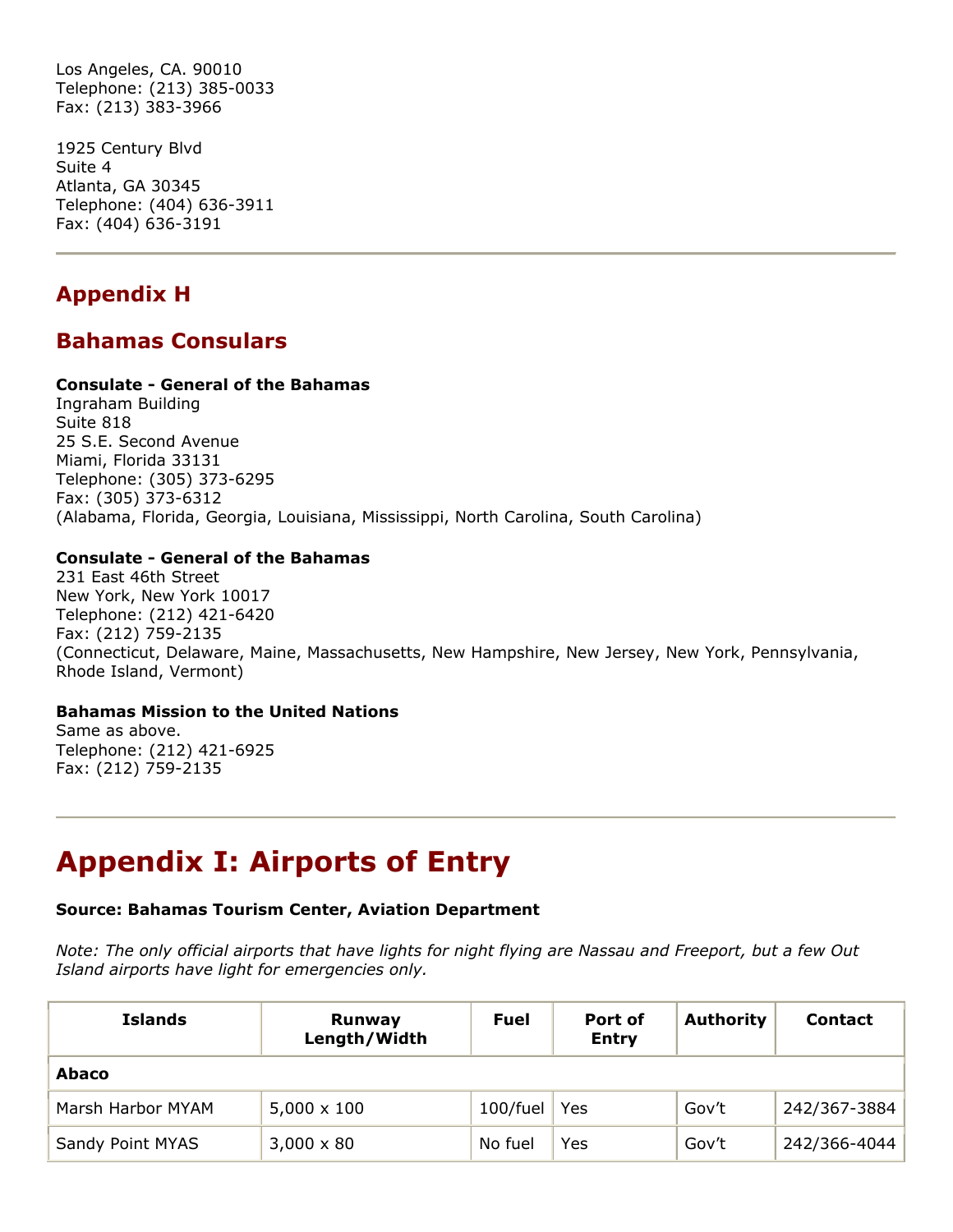Los Angeles, CA. 90010
Telephone: (213) 385-0033
Fax: (213) 383-3966

1925 Century Blvd
Suite 4
Atlanta, GA 30345
Telephone: (404) 636-3911
Fax: (404) 636-3191

---

## Appendix H

## Bahamas Consulars

**Consulate - General of the Bahamas**
Ingraham Building
Suite 818
25 S.E. Second Avenue
Miami, Florida 33131
Telephone: (305) 373-6295
Fax: (305) 373-6312
(Alabama, Florida, Georgia, Louisiana, Mississippi, North Carolina, South Carolina)

**Consulate - General of the Bahamas**
231 East 46th Street
New York, New York 10017
Telephone: (212) 421-6420
Fax: (212) 759-2135
(Connecticut, Delaware, Maine, Massachusetts, New Hampshire, New Jersey, New York, Pennsylvania, Rhode Island, Vermont)

**Bahamas Mission to the United Nations**
Same as above.
Telephone: (212) 421-6925
Fax: (212) 759-2135

---

# Appendix I: Airports of Entry

**Source: Bahamas Tourism Center, Aviation Department**

*Note: The only official airports that have lights for night flying are Nassau and Freeport, but a few Out Island airports have light for emergencies only.*

| Islands | Runway Length/Width | Fuel | Port of Entry | Authority | Contact |
|---|---|---|---|---|---|
| **Abaco** | | | | | |
| Marsh Harbor MYAM | 5,000 x 100 | 100/fuel | Yes | Gov't | 242/367-3884 |
| Sandy Point MYAS | 3,000 x 80 | No fuel | Yes | Gov't | 242/366-4044 |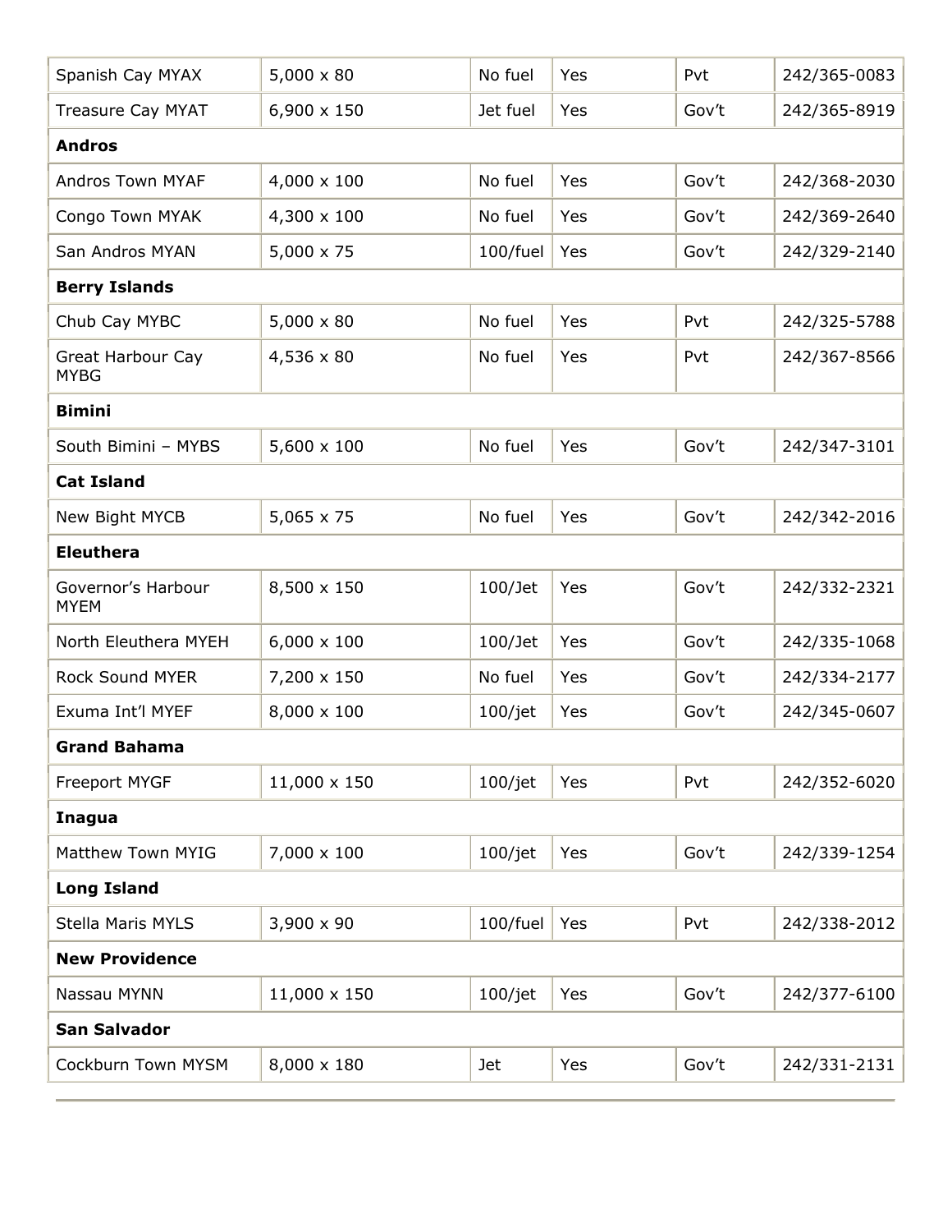| | | | | | |
|---|---|---|---|---|---|
| Spanish Cay MYAX | 5,000 x 80 | No fuel | Yes | Pvt | 242/365-0083 |
| Treasure Cay MYAT | 6,900 x 150 | Jet fuel | Yes | Gov't | 242/365-8919 |
| **Andros** | | | | | |
| Andros Town MYAF | 4,000 x 100 | No fuel | Yes | Gov't | 242/368-2030 |
| Congo Town MYAK | 4,300 x 100 | No fuel | Yes | Gov't | 242/369-2640 |
| San Andros MYAN | 5,000 x 75 | 100/fuel | Yes | Gov't | 242/329-2140 |
| **Berry Islands** | | | | | |
| Chub Cay MYBC | 5,000 x 80 | No fuel | Yes | Pvt | 242/325-5788 |
| Great Harbour Cay MYBG | 4,536 x 80 | No fuel | Yes | Pvt | 242/367-8566 |
| **Bimini** | | | | | |
| South Bimini – MYBS | 5,600 x 100 | No fuel | Yes | Gov't | 242/347-3101 |
| **Cat Island** | | | | | |
| New Bight MYCB | 5,065 x 75 | No fuel | Yes | Gov't | 242/342-2016 |
| **Eleuthera** | | | | | |
| Governor's Harbour MYEM | 8,500 x 150 | 100/Jet | Yes | Gov't | 242/332-2321 |
| North Eleuthera MYEH | 6,000 x 100 | 100/Jet | Yes | Gov't | 242/335-1068 |
| Rock Sound MYER | 7,200 x 150 | No fuel | Yes | Gov't | 242/334-2177 |
| Exuma Int'l MYEF | 8,000 x 100 | 100/jet | Yes | Gov't | 242/345-0607 |
| **Grand Bahama** | | | | | |
| Freeport MYGF | 11,000 x 150 | 100/jet | Yes | Pvt | 242/352-6020 |
| **Inagua** | | | | | |
| Matthew Town MYIG | 7,000 x 100 | 100/jet | Yes | Gov't | 242/339-1254 |
| **Long Island** | | | | | |
| Stella Maris MYLS | 3,900 x 90 | 100/fuel | Yes | Pvt | 242/338-2012 |
| **New Providence** | | | | | |
| Nassau MYNN | 11,000 x 150 | 100/jet | Yes | Gov't | 242/377-6100 |
| **San Salvador** | | | | | |
| Cockburn Town MYSM | 8,000 x 180 | Jet | Yes | Gov't | 242/331-2131 |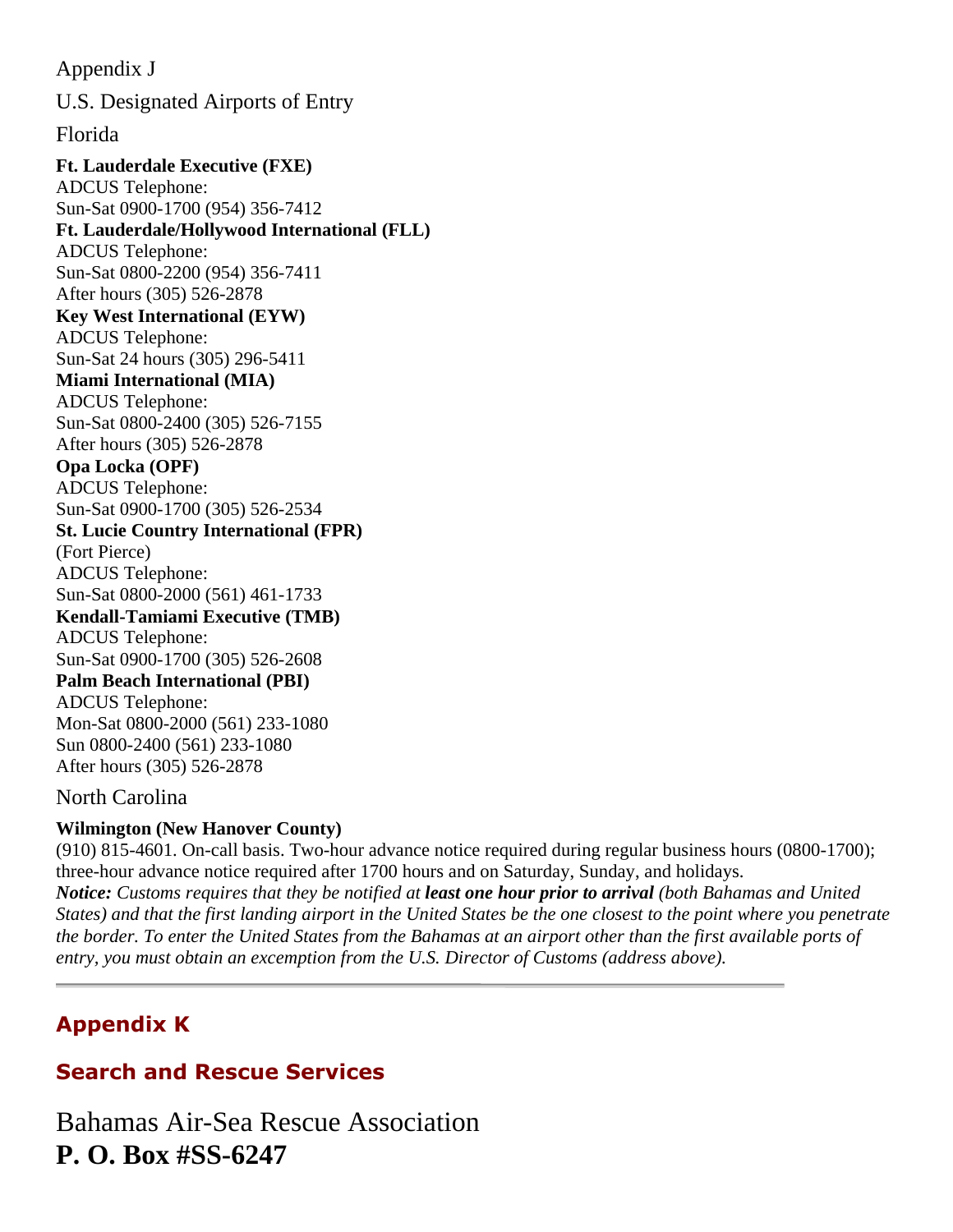Appendix J

U.S. Designated Airports of Entry

Florida

**Ft. Lauderdale Executive (FXE)**
ADCUS Telephone:
Sun-Sat 0900-1700 (954) 356-7412

**Ft. Lauderdale/Hollywood International (FLL)**
ADCUS Telephone:
Sun-Sat 0800-2200 (954) 356-7411
After hours (305) 526-2878

**Key West International (EYW)**
ADCUS Telephone:
Sun-Sat 24 hours (305) 296-5411

**Miami International (MIA)**
ADCUS Telephone:
Sun-Sat 0800-2400 (305) 526-7155
After hours (305) 526-2878

**Opa Locka (OPF)**
ADCUS Telephone:
Sun-Sat 0900-1700 (305) 526-2534

**St. Lucie Country International (FPR)**
(Fort Pierce)
ADCUS Telephone:
Sun-Sat 0800-2000 (561) 461-1733

**Kendall-Tamiami Executive (TMB)**
ADCUS Telephone:
Sun-Sat 0900-1700 (305) 526-2608

**Palm Beach International (PBI)**
ADCUS Telephone:
Mon-Sat 0800-2000 (561) 233-1080
Sun 0800-2400 (561) 233-1080
After hours (305) 526-2878

North Carolina

**Wilmington (New Hanover County)**
(910) 815-4601. On-call basis. Two-hour advance notice required during regular business hours (0800-1700); three-hour advance notice required after 1700 hours and on Saturday, Sunday, and holidays.
***Notice:*** *Customs requires that they be notified at* ***least one hour prior to arrival*** *(both Bahamas and United States) and that the first landing airport in the United States be the one closest to the point where you penetrate the border. To enter the United States from the Bahamas at an airport other than the first available ports of entry, you must obtain an excemption from the U.S. Director of Customs (address above).*

---

## Appendix K

## Search and Rescue Services

Bahamas Air-Sea Rescue Association
**P. O. Box #SS-6247**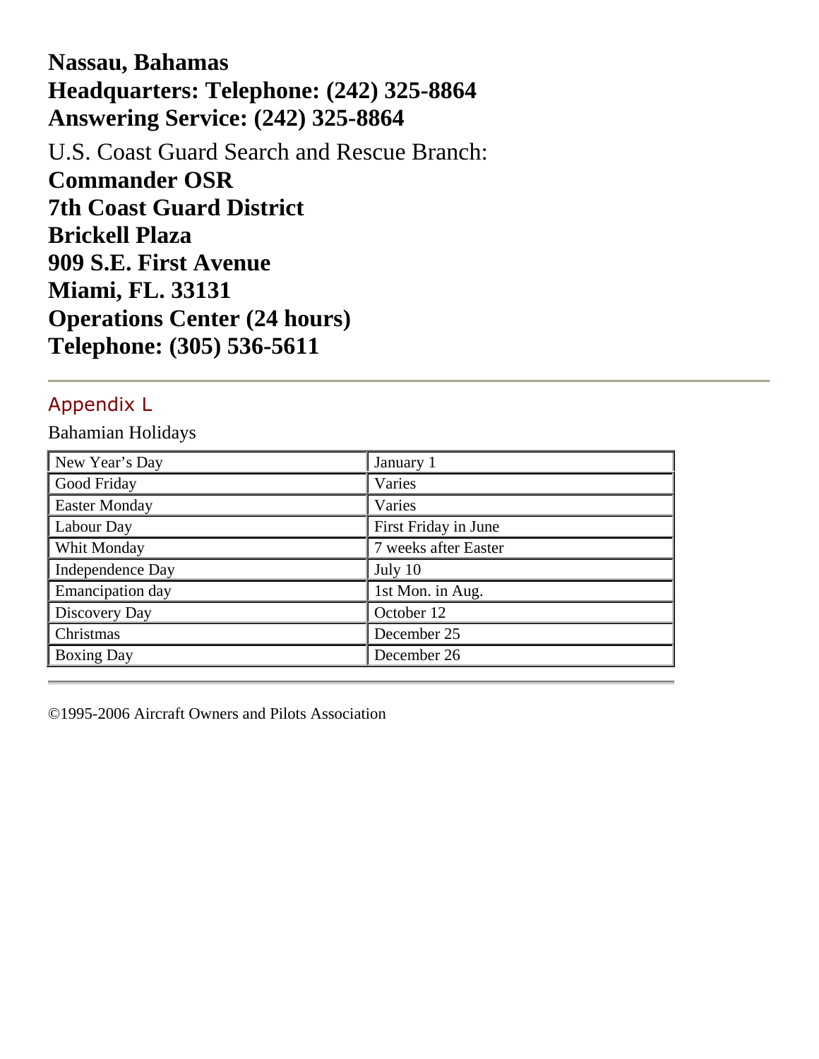**Nassau, Bahamas**
**Headquarters: Telephone: (242) 325-8864**
**Answering Service: (242) 325-8864**

U.S. Coast Guard Search and Rescue Branch:
**Commander OSR**
**7th Coast Guard District**
**Brickell Plaza**
**909 S.E. First Avenue**
**Miami, FL. 33131**
**Operations Center (24 hours)**
**Telephone: (305) 536-5611**

---

## Appendix L

Bahamian Holidays

| | |
|---|---|
| New Year's Day | January 1 |
| Good Friday | Varies |
| Easter Monday | Varies |
| Labour Day | First Friday in June |
| Whit Monday | 7 weeks after Easter |
| Independence Day | July 10 |
| Emancipation day | 1st Mon. in Aug. |
| Discovery Day | October 12 |
| Christmas | December 25 |
| Boxing Day | December 26 |

---

©1995-2006 Aircraft Owners and Pilots Association